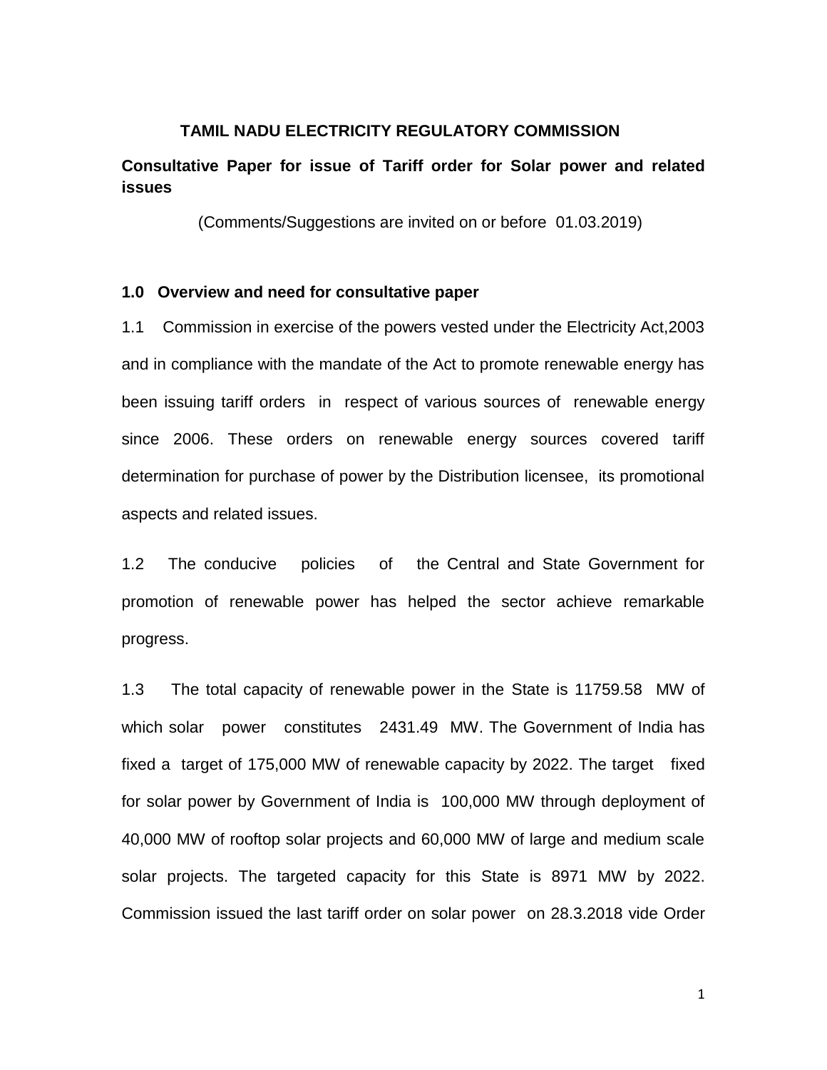# TAMIL NADU ELECTRICITY REGULATORY COMMISSION

## Consultative Paper for issue of Tariff order for Solar power and related issues

(Comments/Suggestions are invited on or before 01.03.2019)

### 1.0 Overview and need for consultative paper

1.1 Commission in exercise of the powers vested under the Electricity Act,2003 and in compliance with the mandate of the Act to promote renewable energy has been issuing tariff orders in respect of various sources of renewable energy since 2006. These orders on renewable energy sources covered tariff determination for purchase of power by the Distribution licensee, its promotional aspects and related issues.

1.2 The conducive policies of the Central and State Government for promotion of renewable power has helped the sector achieve remarkable progress.

1.3 The total capacity of renewable power in the State is 11759.58 MW of which solar power constitutes 2431.49 MW. The Government of India has fixed a target of 175,000 MW of renewable capacity by 2022. The target fixed for solar power by Government of India is 100,000 MW through deployment of 40,000 MW of rooftop solar projects and 60,000 MW of large and medium scale solar projects. The targeted capacity for this State is 8971 MW by 2022. Commission issued the last tariff order on solar power on 28.3.2018 vide Order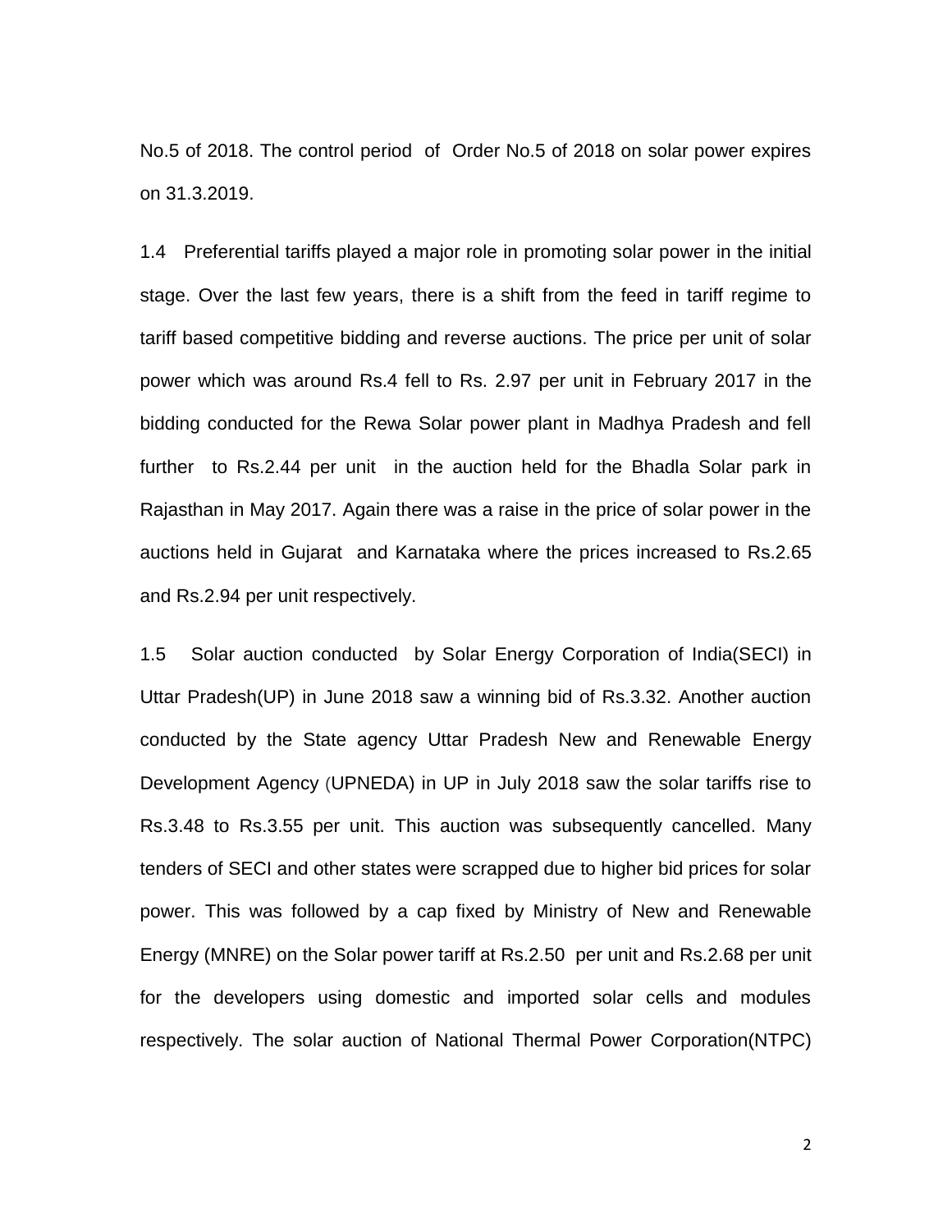No.5 of 2018. The control period of Order No.5 of 2018 on solar power expires on 31.3.2019.

1.4 Preferential tariffs played a major role in promoting solar power in the initial stage. Over the last few years, there is a shift from the feed in tariff regime to tariff based competitive bidding and reverse auctions. The price per unit of solar power which was around Rs.4 fell to Rs. 2.97 per unit in February 2017 in the bidding conducted for the Rewa Solar power plant in Madhya Pradesh and fell further to Rs.2.44 per unit in the auction held for the Bhadla Solar park in Rajasthan in May 2017. Again there was a raise in the price of solar power in the auctions held in Gujarat and Karnataka where the prices increased to Rs.2.65 and Rs.2.94 per unit respectively.

1.5 Solar auction conducted by Solar Energy Corporation of India(SECI) in Uttar Pradesh(UP) in June 2018 saw a winning bid of Rs.3.32. Another auction conducted by the State agency Uttar Pradesh New and Renewable Energy Development Agency (UPNEDA) in UP in July 2018 saw the solar tariffs rise to Rs.3.48 to Rs.3.55 per unit. This auction was subsequently cancelled. Many tenders of SECI and other states were scrapped due to higher bid prices for solar power. This was followed by a cap fixed by Ministry of New and Renewable Energy (MNRE) on the Solar power tariff at Rs.2.50 per unit and Rs.2.68 per unit for the developers using domestic and imported solar cells and modules respectively. The solar auction of National Thermal Power Corporation(NTPC)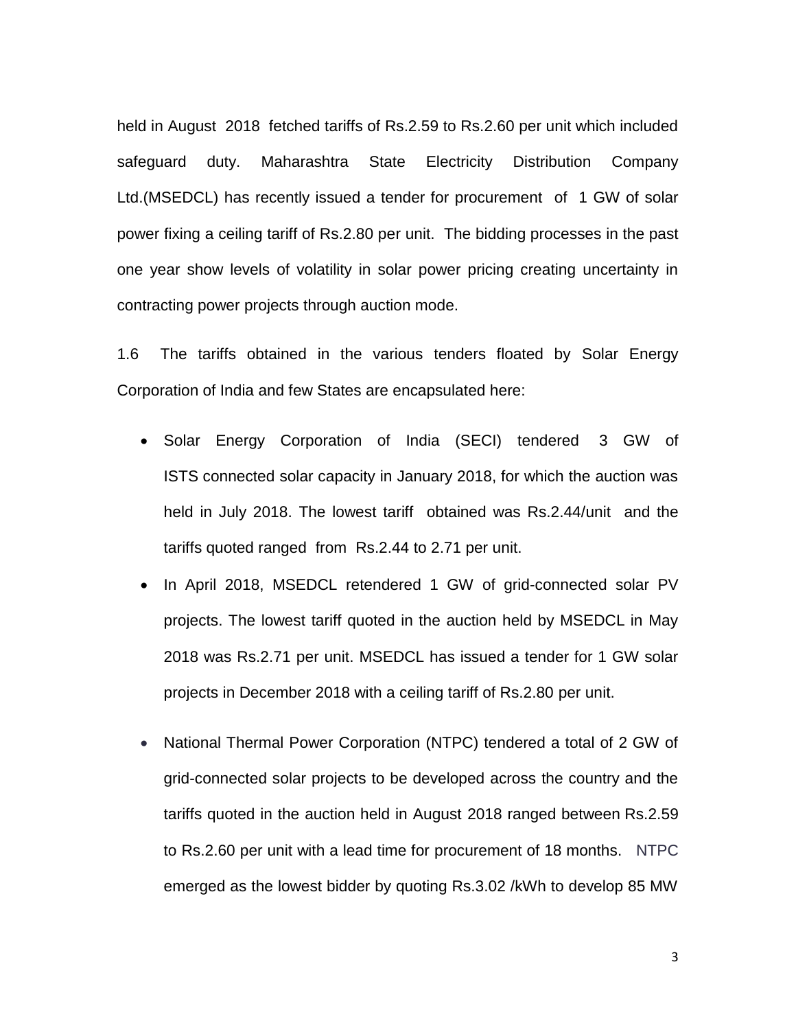held in August 2018 fetched tariffs of Rs.2.59 to Rs.2.60 per unit which included safeguard duty. Maharashtra State Electricity Distribution Company Ltd.(MSEDCL) has recently issued a tender for procurement of 1 GW of solar power fixing a ceiling tariff of Rs.2.80 per unit. The bidding processes in the past one year show levels of volatility in solar power pricing creating uncertainty in contracting power projects through auction mode.

1.6 The tariffs obtained in the various tenders floated by Solar Energy Corporation of India and few States are encapsulated here:

- Solar Energy Corporation of India (SECI) tendered 3 GW of ISTS connected solar capacity in January 2018, for which the auction was held in July 2018. The lowest tariff obtained was Rs.2.44/unit and the tariffs quoted ranged from Rs.2.44 to 2.71 per unit.
- In April 2018, MSEDCL retendered 1 GW of grid-connected solar PV projects. The lowest tariff quoted in the auction held by MSEDCL in May 2018 was Rs.2.71 per unit. MSEDCL has issued a tender for 1 GW solar projects in December 2018 with a ceiling tariff of Rs.2.80 per unit.
- National Thermal Power Corporation (NTPC) tendered a total of 2 GW of grid-connected solar projects to be developed across the country and the tariffs quoted in the auction held in August 2018 ranged between Rs.2.59 to Rs.2.60 per unit with a lead time for procurement of 18 months. NTPC emerged as the lowest bidder by quoting Rs.3.02 /kWh to develop 85 MW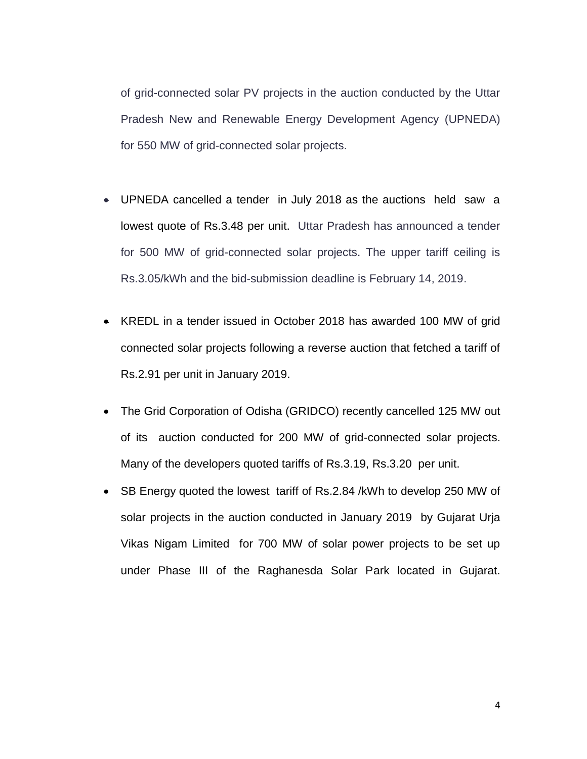of grid-connected solar PV projects in the auction conducted by the Uttar Pradesh New and Renewable Energy Development Agency (UPNEDA) for 550 MW of grid-connected solar projects.

- UPNEDA cancelled a tender in July 2018 as the auctions held saw a lowest quote of Rs.3.48 per unit. Uttar Pradesh has announced a tender for 500 MW of grid-connected solar projects. The upper tariff ceiling is Rs.3.05/kWh and the bid-submission deadline is February 14, 2019.

- KREDL in a tender issued in October 2018 has awarded 100 MW of grid connected solar projects following a reverse auction that fetched a tariff of Rs.2.91 per unit in January 2019.

- The Grid Corporation of Odisha (GRIDCO) recently cancelled 125 MW out of its auction conducted for 200 MW of grid-connected solar projects. Many of the developers quoted tariffs of Rs.3.19, Rs.3.20 per unit.

- SB Energy quoted the lowest tariff of Rs.2.84 /kWh to develop 250 MW of solar projects in the auction conducted in January 2019 by Gujarat Urja Vikas Nigam Limited for 700 MW of solar power projects to be set up under Phase III of the Raghanesda Solar Park located in Gujarat.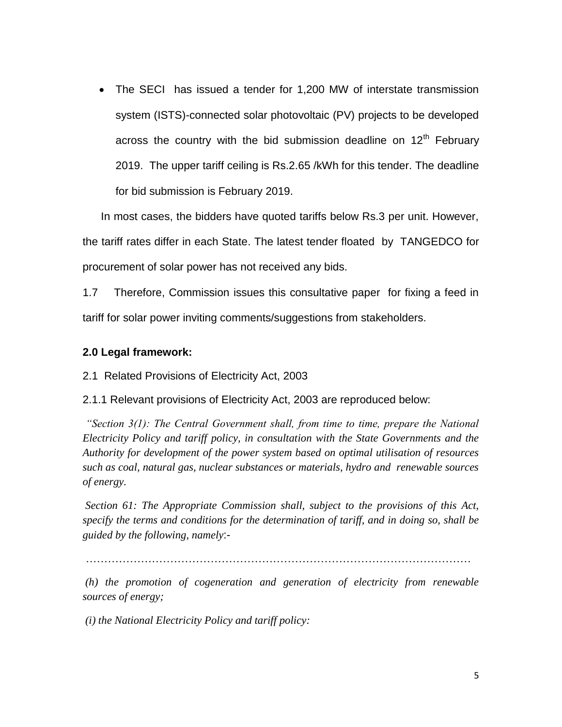- The SECI has issued a tender for 1,200 MW of interstate transmission system (ISTS)-connected solar photovoltaic (PV) projects to be developed across the country with the bid submission deadline on 12th February 2019. The upper tariff ceiling is Rs.2.65 /kWh for this tender. The deadline for bid submission is February 2019.

In most cases, the bidders have quoted tariffs below Rs.3 per unit. However, the tariff rates differ in each State. The latest tender floated by TANGEDCO for procurement of solar power has not received any bids.

1.7 Therefore, Commission issues this consultative paper for fixing a feed in tariff for solar power inviting comments/suggestions from stakeholders.

**2.0 Legal framework:**

2.1 Related Provisions of Electricity Act, 2003

2.1.1 Relevant provisions of Electricity Act, 2003 are reproduced below:

*"Section 3(1): The Central Government shall, from time to time, prepare the National Electricity Policy and tariff policy, in consultation with the State Governments and the Authority for development of the power system based on optimal utilisation of resources such as coal, natural gas, nuclear substances or materials, hydro and renewable sources of energy.*

*Section 61: The Appropriate Commission shall, subject to the provisions of this Act, specify the terms and conditions for the determination of tariff, and in doing so, shall be guided by the following, namely:-*

…………………………………………………………………………………………

*(h) the promotion of cogeneration and generation of electricity from renewable sources of energy;*

*(i) the National Electricity Policy and tariff policy:*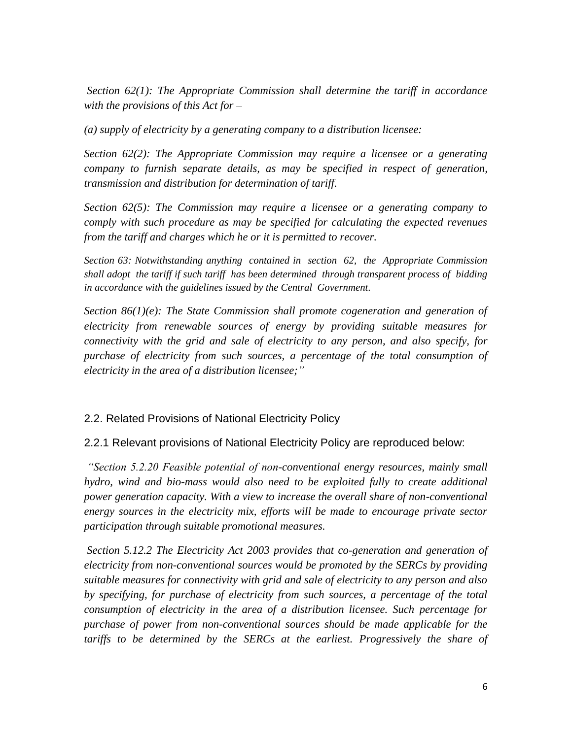*Section 62(1): The Appropriate Commission shall determine the tariff in accordance with the provisions of this Act for –*

*(a) supply of electricity by a generating company to a distribution licensee:*

*Section 62(2): The Appropriate Commission may require a licensee or a generating company to furnish separate details, as may be specified in respect of generation, transmission and distribution for determination of tariff.*

*Section 62(5): The Commission may require a licensee or a generating company to comply with such procedure as may be specified for calculating the expected revenues from the tariff and charges which he or it is permitted to recover.*

*Section 63: Notwithstanding anything contained in section 62, the Appropriate Commission shall adopt the tariff if such tariff has been determined through transparent process of bidding in accordance with the guidelines issued by the Central Government.*

*Section 86(1)(e): The State Commission shall promote cogeneration and generation of electricity from renewable sources of energy by providing suitable measures for connectivity with the grid and sale of electricity to any person, and also specify, for purchase of electricity from such sources, a percentage of the total consumption of electricity in the area of a distribution licensee;"*

## 2.2. Related Provisions of National Electricity Policy

2.2.1 Relevant provisions of National Electricity Policy are reproduced below:

*"Section 5.2.20 Feasible potential of non-conventional energy resources, mainly small hydro, wind and bio-mass would also need to be exploited fully to create additional power generation capacity. With a view to increase the overall share of non-conventional energy sources in the electricity mix, efforts will be made to encourage private sector participation through suitable promotional measures.*

*Section 5.12.2 The Electricity Act 2003 provides that co-generation and generation of electricity from non-conventional sources would be promoted by the SERCs by providing suitable measures for connectivity with grid and sale of electricity to any person and also by specifying, for purchase of electricity from such sources, a percentage of the total consumption of electricity in the area of a distribution licensee. Such percentage for purchase of power from non-conventional sources should be made applicable for the tariffs to be determined by the SERCs at the earliest. Progressively the share of*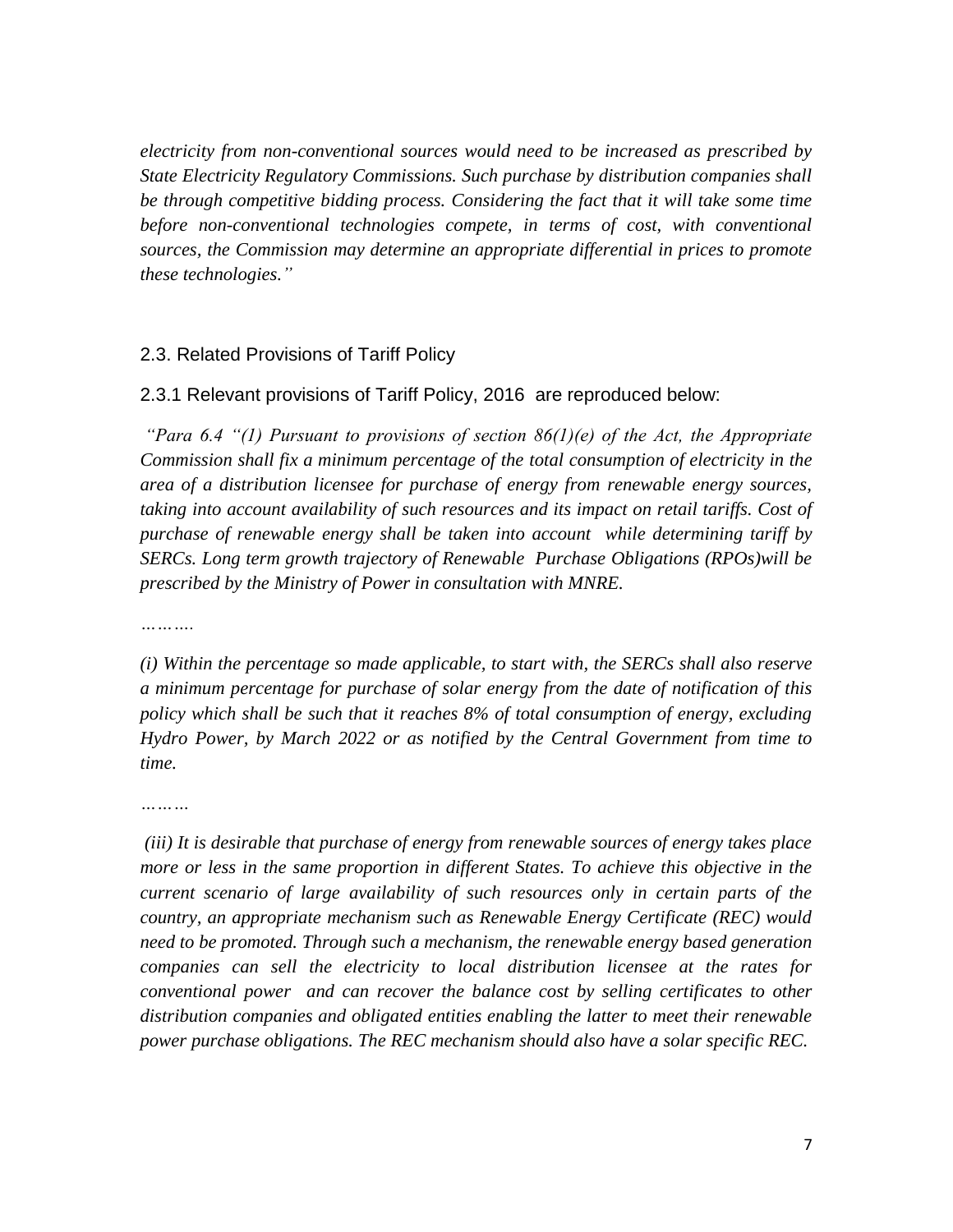*electricity from non-conventional sources would need to be increased as prescribed by State Electricity Regulatory Commissions. Such purchase by distribution companies shall be through competitive bidding process. Considering the fact that it will take some time before non-conventional technologies compete, in terms of cost, with conventional sources, the Commission may determine an appropriate differential in prices to promote these technologies."*

## 2.3. Related Provisions of Tariff Policy

### 2.3.1 Relevant provisions of Tariff Policy, 2016 are reproduced below:

*"Para 6.4 "(1) Pursuant to provisions of section 86(1)(e) of the Act, the Appropriate Commission shall fix a minimum percentage of the total consumption of electricity in the area of a distribution licensee for purchase of energy from renewable energy sources, taking into account availability of such resources and its impact on retail tariffs. Cost of purchase of renewable energy shall be taken into account while determining tariff by SERCs. Long term growth trajectory of Renewable Purchase Obligations (RPOs)will be prescribed by the Ministry of Power in consultation with MNRE.*

*……….*

*(i) Within the percentage so made applicable, to start with, the SERCs shall also reserve a minimum percentage for purchase of solar energy from the date of notification of this policy which shall be such that it reaches 8% of total consumption of energy, excluding Hydro Power, by March 2022 or as notified by the Central Government from time to time.*

*………*

*(iii) It is desirable that purchase of energy from renewable sources of energy takes place more or less in the same proportion in different States. To achieve this objective in the current scenario of large availability of such resources only in certain parts of the country, an appropriate mechanism such as Renewable Energy Certificate (REC) would need to be promoted. Through such a mechanism, the renewable energy based generation companies can sell the electricity to local distribution licensee at the rates for conventional power and can recover the balance cost by selling certificates to other distribution companies and obligated entities enabling the latter to meet their renewable power purchase obligations. The REC mechanism should also have a solar specific REC.*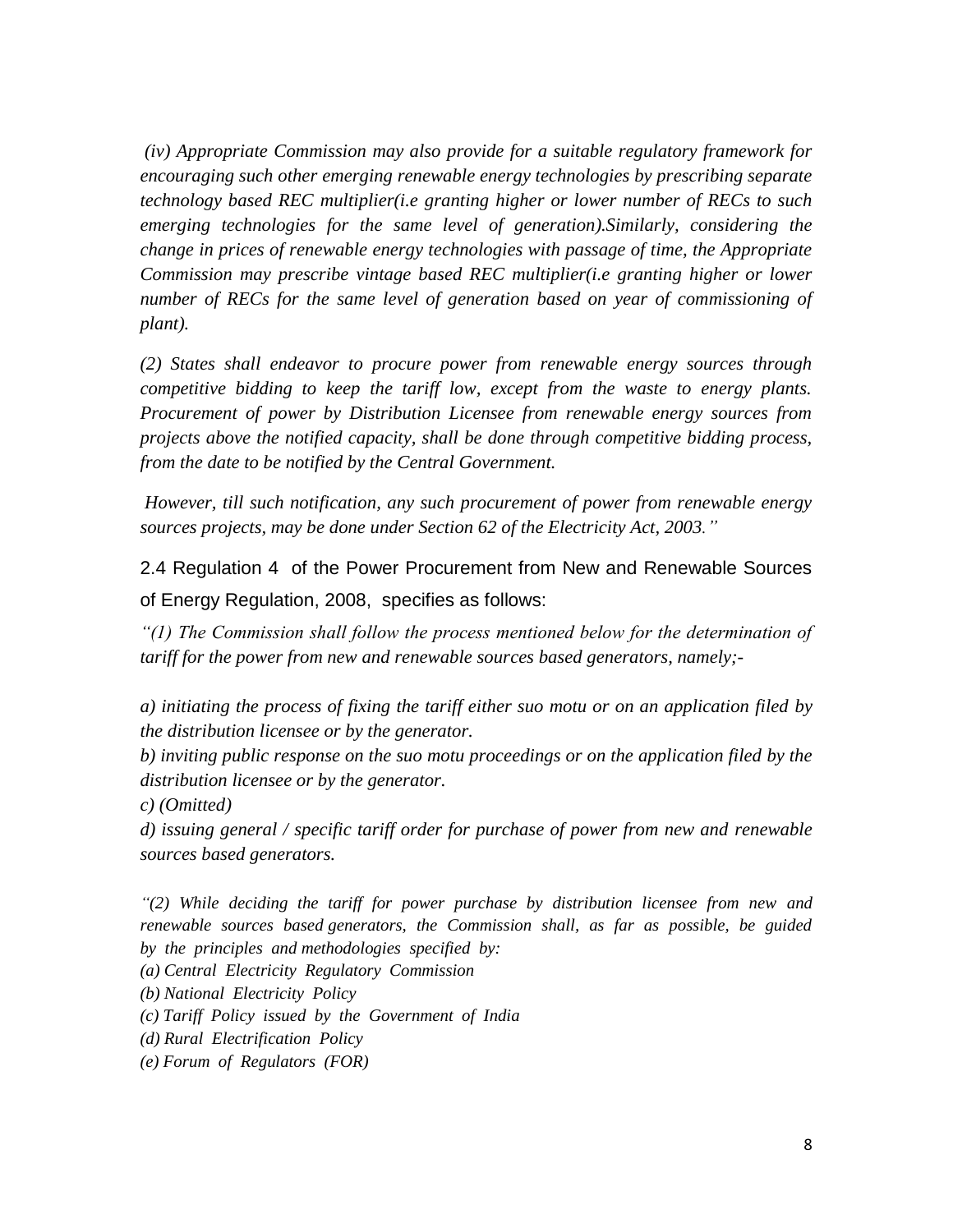*(iv) Appropriate Commission may also provide for a suitable regulatory framework for encouraging such other emerging renewable energy technologies by prescribing separate technology based REC multiplier(i.e granting higher or lower number of RECs to such emerging technologies for the same level of generation).Similarly, considering the change in prices of renewable energy technologies with passage of time, the Appropriate Commission may prescribe vintage based REC multiplier(i.e granting higher or lower number of RECs for the same level of generation based on year of commissioning of plant).*

*(2) States shall endeavor to procure power from renewable energy sources through competitive bidding to keep the tariff low, except from the waste to energy plants. Procurement of power by Distribution Licensee from renewable energy sources from projects above the notified capacity, shall be done through competitive bidding process, from the date to be notified by the Central Government.*

*However, till such notification, any such procurement of power from renewable energy sources projects, may be done under Section 62 of the Electricity Act, 2003."*

2.4 Regulation 4 of the Power Procurement from New and Renewable Sources of Energy Regulation, 2008, specifies as follows:

*"(1) The Commission shall follow the process mentioned below for the determination of tariff for the power from new and renewable sources based generators, namely;-*

*a) initiating the process of fixing the tariff either suo motu or on an application filed by the distribution licensee or by the generator.*
*b) inviting public response on the suo motu proceedings or on the application filed by the distribution licensee or by the generator.*
*c) (Omitted)*
*d) issuing general / specific tariff order for purchase of power from new and renewable sources based generators.*

*"(2) While deciding the tariff for power purchase by distribution licensee from new and renewable sources based generators, the Commission shall, as far as possible, be guided by the principles and methodologies specified by:*
*(a) Central Electricity Regulatory Commission*
*(b) National Electricity Policy*
*(c) Tariff Policy issued by the Government of India*
*(d) Rural Electrification Policy*
*(e) Forum of Regulators (FOR)*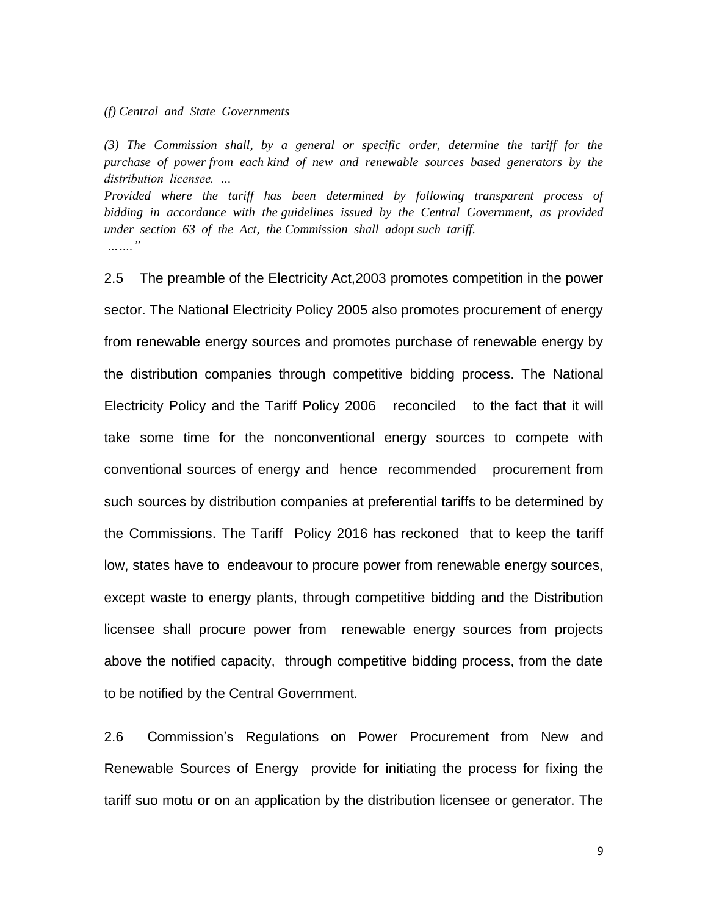*(f) Central and State Governments*

*(3) The Commission shall, by a general or specific order, determine the tariff for the purchase of power from each kind of new and renewable sources based generators by the distribution licensee. …*

*Provided where the tariff has been determined by following transparent process of bidding in accordance with the guidelines issued by the Central Government, as provided under section 63 of the Act, the Commission shall adopt such tariff.*

*…….”*

2.5 The preamble of the Electricity Act,2003 promotes competition in the power sector. The National Electricity Policy 2005 also promotes procurement of energy from renewable energy sources and promotes purchase of renewable energy by the distribution companies through competitive bidding process. The National Electricity Policy and the Tariff Policy 2006 reconciled to the fact that it will take some time for the nonconventional energy sources to compete with conventional sources of energy and hence recommended procurement from such sources by distribution companies at preferential tariffs to be determined by the Commissions. The Tariff Policy 2016 has reckoned that to keep the tariff low, states have to endeavour to procure power from renewable energy sources, except waste to energy plants, through competitive bidding and the Distribution licensee shall procure power from renewable energy sources from projects above the notified capacity, through competitive bidding process, from the date to be notified by the Central Government.

2.6 Commission's Regulations on Power Procurement from New and Renewable Sources of Energy provide for initiating the process for fixing the tariff suo motu or on an application by the distribution licensee or generator. The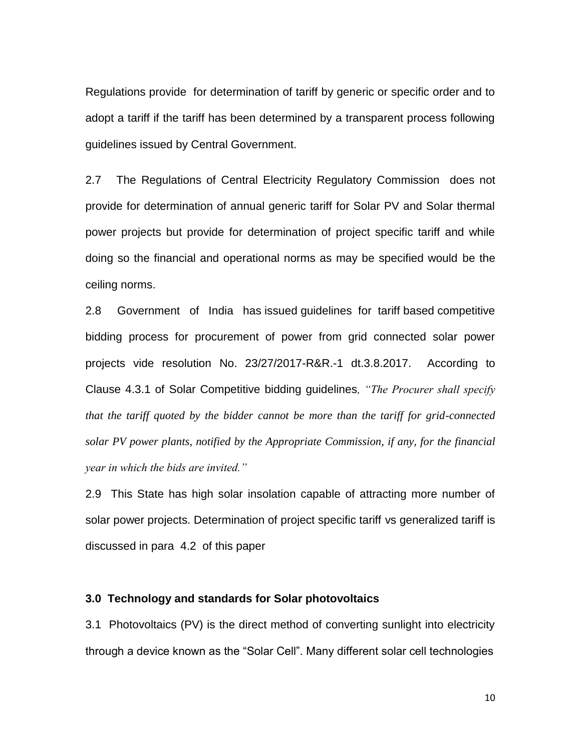Regulations provide for determination of tariff by generic or specific order and to adopt a tariff if the tariff has been determined by a transparent process following guidelines issued by Central Government.

2.7 The Regulations of Central Electricity Regulatory Commission does not provide for determination of annual generic tariff for Solar PV and Solar thermal power projects but provide for determination of project specific tariff and while doing so the financial and operational norms as may be specified would be the ceiling norms.

2.8 Government of India has issued guidelines for tariff based competitive bidding process for procurement of power from grid connected solar power projects vide resolution No. 23/27/2017-R&R.-1 dt.3.8.2017. According to Clause 4.3.1 of Solar Competitive bidding guidelines, *"The Procurer shall specify that the tariff quoted by the bidder cannot be more than the tariff for grid-connected solar PV power plants, notified by the Appropriate Commission, if any, for the financial year in which the bids are invited."*

2.9 This State has high solar insolation capable of attracting more number of solar power projects. Determination of project specific tariff vs generalized tariff is discussed in para 4.2 of this paper

### 3.0 Technology and standards for Solar photovoltaics

3.1 Photovoltaics (PV) is the direct method of converting sunlight into electricity through a device known as the "Solar Cell". Many different solar cell technologies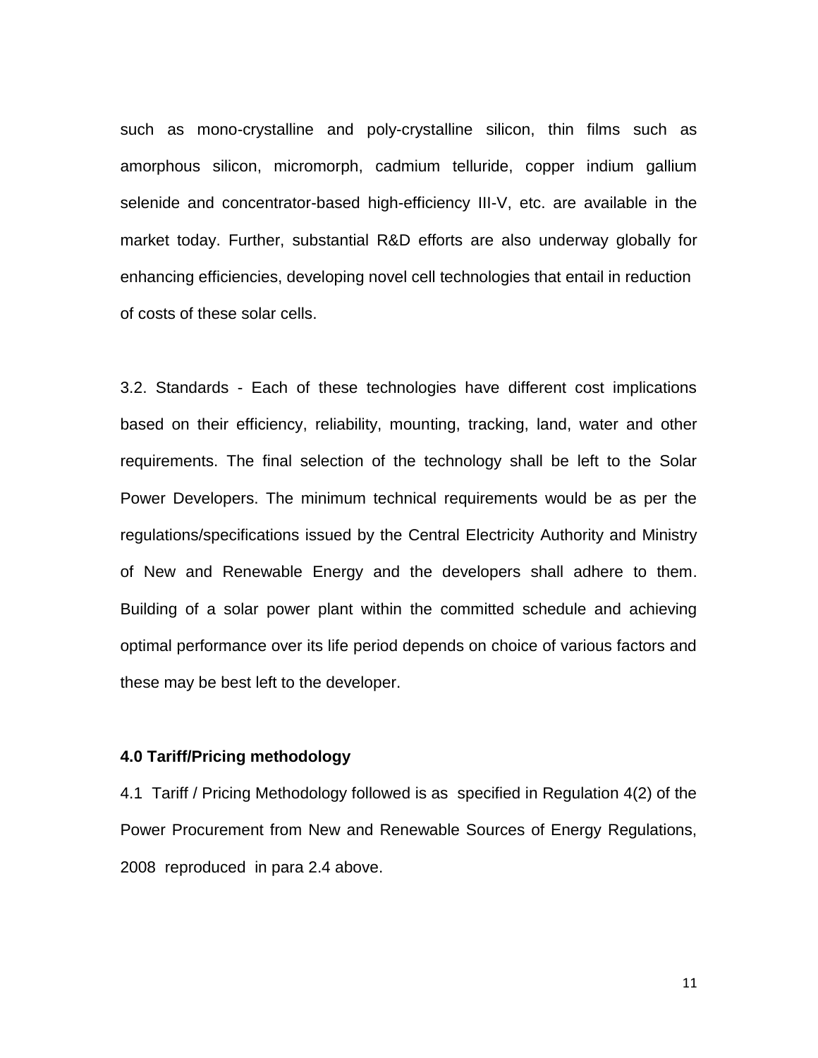such as mono-crystalline and poly-crystalline silicon, thin films such as amorphous silicon, micromorph, cadmium telluride, copper indium gallium selenide and concentrator-based high-efficiency III-V, etc. are available in the market today. Further, substantial R&D efforts are also underway globally for enhancing efficiencies, developing novel cell technologies that entail in reduction of costs of these solar cells.

3.2. Standards - Each of these technologies have different cost implications based on their efficiency, reliability, mounting, tracking, land, water and other requirements. The final selection of the technology shall be left to the Solar Power Developers. The minimum technical requirements would be as per the regulations/specifications issued by the Central Electricity Authority and Ministry of New and Renewable Energy and the developers shall adhere to them. Building of a solar power plant within the committed schedule and achieving optimal performance over its life period depends on choice of various factors and these may be best left to the developer.

**4.0 Tariff/Pricing methodology**

4.1 Tariff / Pricing Methodology followed is as specified in Regulation 4(2) of the Power Procurement from New and Renewable Sources of Energy Regulations, 2008 reproduced in para 2.4 above.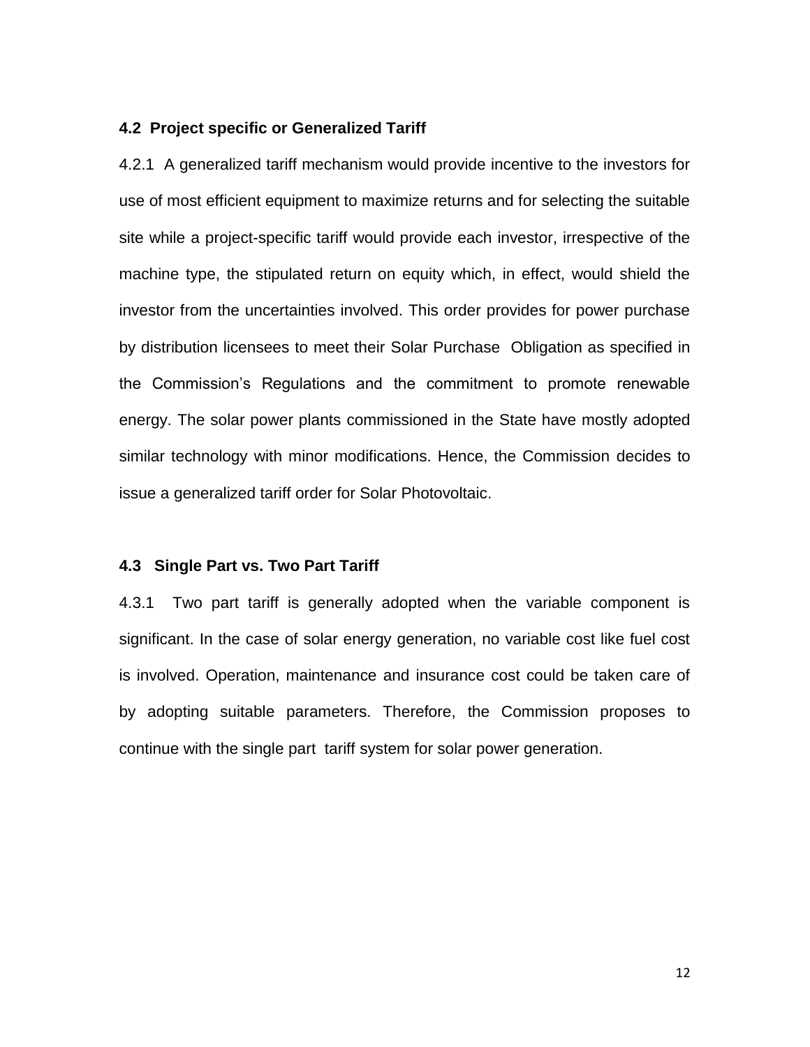### 4.2 Project specific or Generalized Tariff

4.2.1 A generalized tariff mechanism would provide incentive to the investors for use of most efficient equipment to maximize returns and for selecting the suitable site while a project-specific tariff would provide each investor, irrespective of the machine type, the stipulated return on equity which, in effect, would shield the investor from the uncertainties involved. This order provides for power purchase by distribution licensees to meet their Solar Purchase Obligation as specified in the Commission's Regulations and the commitment to promote renewable energy. The solar power plants commissioned in the State have mostly adopted similar technology with minor modifications. Hence, the Commission decides to issue a generalized tariff order for Solar Photovoltaic.

### 4.3 Single Part vs. Two Part Tariff

4.3.1 Two part tariff is generally adopted when the variable component is significant. In the case of solar energy generation, no variable cost like fuel cost is involved. Operation, maintenance and insurance cost could be taken care of by adopting suitable parameters. Therefore, the Commission proposes to continue with the single part tariff system for solar power generation.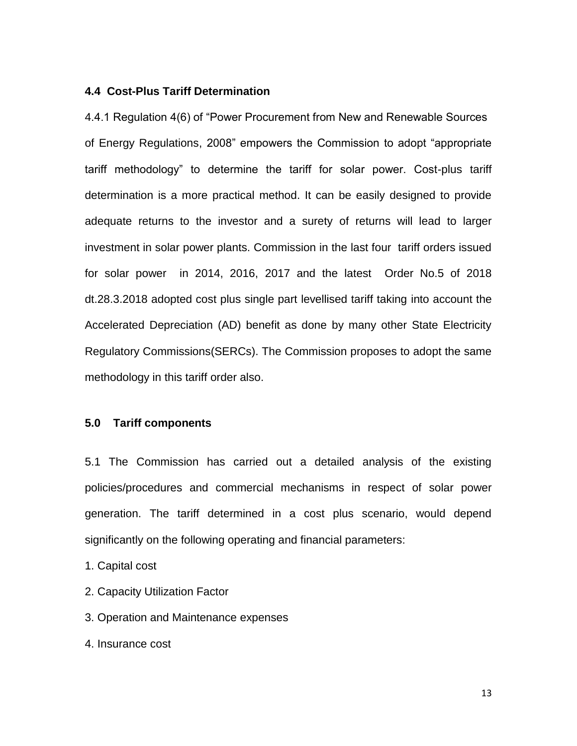### 4.4 Cost-Plus Tariff Determination

4.4.1 Regulation 4(6) of "Power Procurement from New and Renewable Sources of Energy Regulations, 2008" empowers the Commission to adopt "appropriate tariff methodology" to determine the tariff for solar power. Cost-plus tariff determination is a more practical method. It can be easily designed to provide adequate returns to the investor and a surety of returns will lead to larger investment in solar power plants. Commission in the last four tariff orders issued for solar power in 2014, 2016, 2017 and the latest Order No.5 of 2018 dt.28.3.2018 adopted cost plus single part levellised tariff taking into account the Accelerated Depreciation (AD) benefit as done by many other State Electricity Regulatory Commissions(SERCs). The Commission proposes to adopt the same methodology in this tariff order also.

### 5.0 Tariff components

5.1 The Commission has carried out a detailed analysis of the existing policies/procedures and commercial mechanisms in respect of solar power generation. The tariff determined in a cost plus scenario, would depend significantly on the following operating and financial parameters:

1. Capital cost
2. Capacity Utilization Factor
3. Operation and Maintenance expenses
4. Insurance cost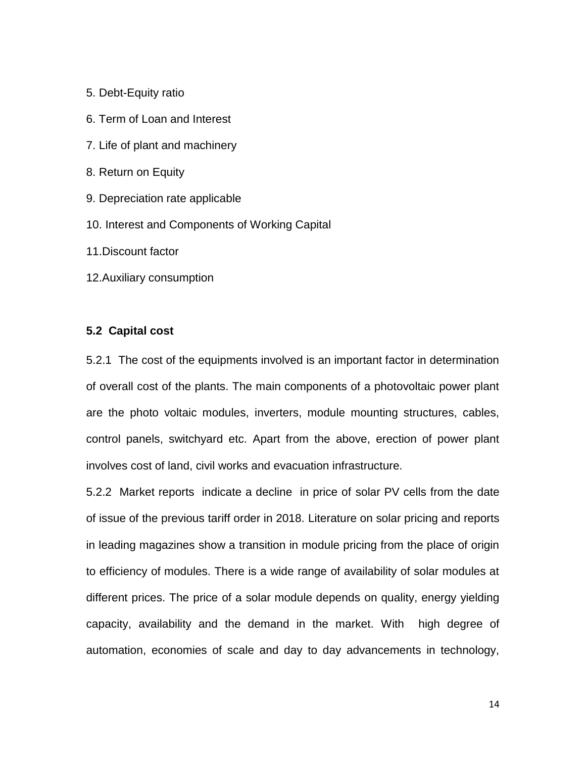5. Debt-Equity ratio

6. Term of Loan and Interest

7. Life of plant and machinery

8. Return on Equity

9. Depreciation rate applicable

10. Interest and Components of Working Capital

11.Discount factor

12.Auxiliary consumption

### 5.2 Capital cost

5.2.1 The cost of the equipments involved is an important factor in determination of overall cost of the plants. The main components of a photovoltaic power plant are the photo voltaic modules, inverters, module mounting structures, cables, control panels, switchyard etc. Apart from the above, erection of power plant involves cost of land, civil works and evacuation infrastructure.

5.2.2 Market reports indicate a decline in price of solar PV cells from the date of issue of the previous tariff order in 2018. Literature on solar pricing and reports in leading magazines show a transition in module pricing from the place of origin to efficiency of modules. There is a wide range of availability of solar modules at different prices. The price of a solar module depends on quality, energy yielding capacity, availability and the demand in the market. With high degree of automation, economies of scale and day to day advancements in technology,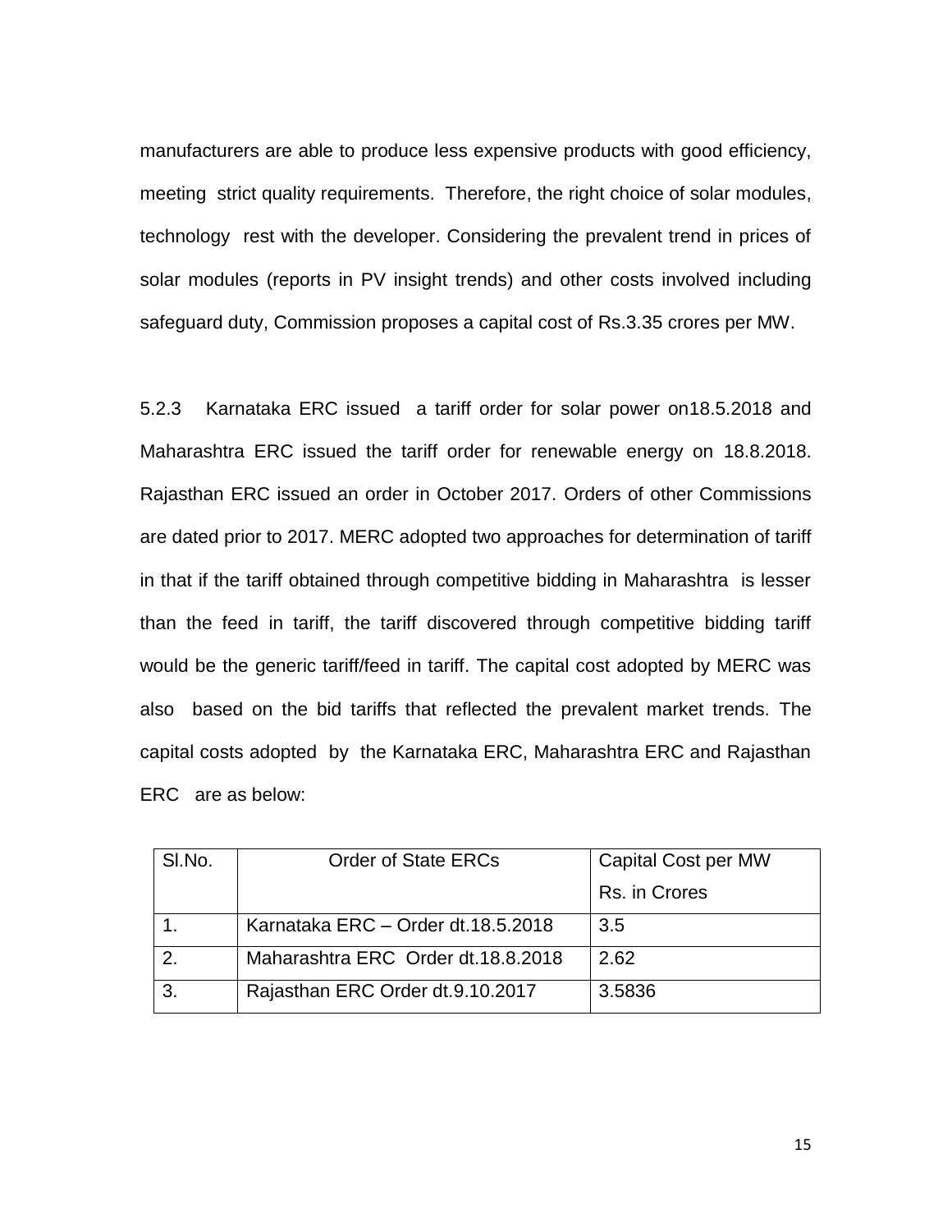manufacturers are able to produce less expensive products with good efficiency, meeting strict quality requirements. Therefore, the right choice of solar modules, technology rest with the developer. Considering the prevalent trend in prices of solar modules (reports in PV insight trends) and other costs involved including safeguard duty, Commission proposes a capital cost of Rs.3.35 crores per MW.

5.2.3 Karnataka ERC issued a tariff order for solar power on18.5.2018 and Maharashtra ERC issued the tariff order for renewable energy on 18.8.2018. Rajasthan ERC issued an order in October 2017. Orders of other Commissions are dated prior to 2017. MERC adopted two approaches for determination of tariff in that if the tariff obtained through competitive bidding in Maharashtra is lesser than the feed in tariff, the tariff discovered through competitive bidding tariff would be the generic tariff/feed in tariff. The capital cost adopted by MERC was also based on the bid tariffs that reflected the prevalent market trends. The capital costs adopted by the Karnataka ERC, Maharashtra ERC and Rajasthan ERC are as below:

| Sl.No. | Order of State ERCs | Capital Cost per MW Rs. in Crores |
|---|---|---|
| 1. | Karnataka ERC – Order dt.18.5.2018 | 3.5 |
| 2. | Maharashtra ERC Order dt.18.8.2018 | 2.62 |
| 3. | Rajasthan ERC Order dt.9.10.2017 | 3.5836 |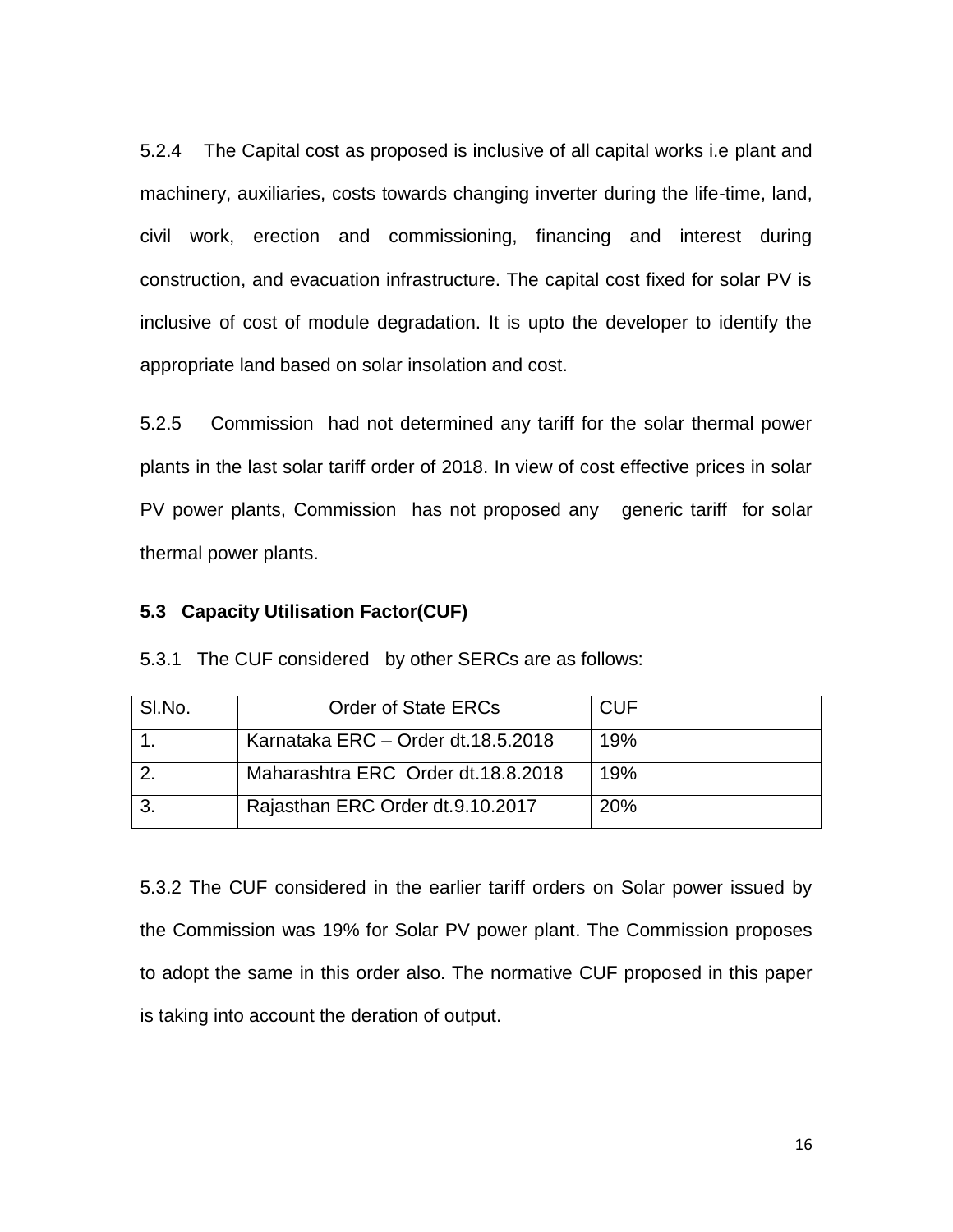5.2.4 The Capital cost as proposed is inclusive of all capital works i.e plant and machinery, auxiliaries, costs towards changing inverter during the life-time, land, civil work, erection and commissioning, financing and interest during construction, and evacuation infrastructure. The capital cost fixed for solar PV is inclusive of cost of module degradation. It is upto the developer to identify the appropriate land based on solar insolation and cost.

5.2.5 Commission had not determined any tariff for the solar thermal power plants in the last solar tariff order of 2018. In view of cost effective prices in solar PV power plants, Commission has not proposed any generic tariff for solar thermal power plants.

### 5.3 Capacity Utilisation Factor(CUF)

5.3.1 The CUF considered by other SERCs are as follows:

| Sl.No. | Order of State ERCs | CUF |
|---|---|---|
| 1. | Karnataka ERC – Order dt.18.5.2018 | 19% |
| 2. | Maharashtra ERC Order dt.18.8.2018 | 19% |
| 3. | Rajasthan ERC Order dt.9.10.2017 | 20% |

5.3.2 The CUF considered in the earlier tariff orders on Solar power issued by the Commission was 19% for Solar PV power plant. The Commission proposes to adopt the same in this order also. The normative CUF proposed in this paper is taking into account the deration of output.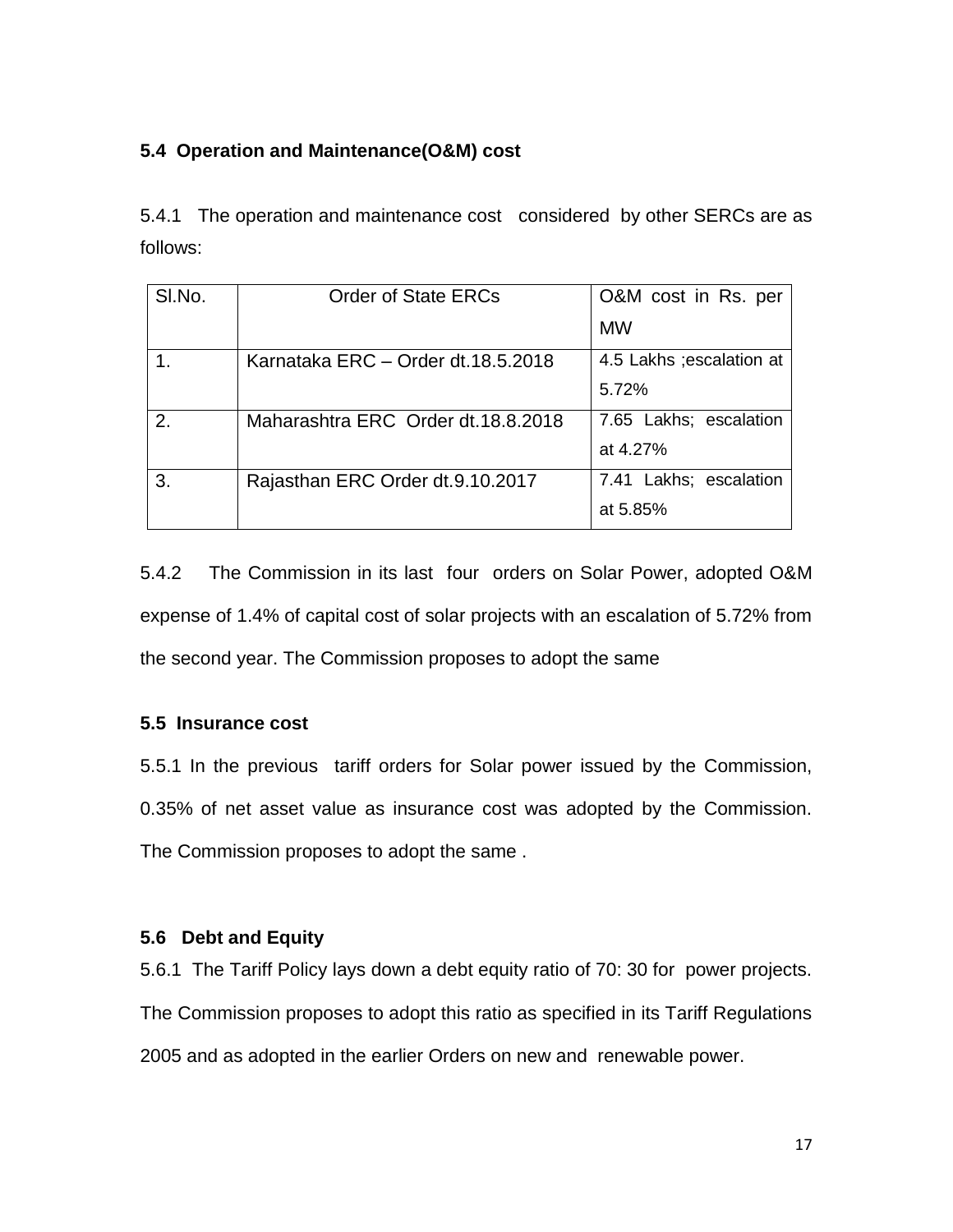### 5.4 Operation and Maintenance(O&M) cost

5.4.1 The operation and maintenance cost considered by other SERCs are as follows:

| Sl.No. | Order of State ERCs | O&M cost in Rs. per MW |
|---|---|---|
| 1. | Karnataka ERC – Order dt.18.5.2018 | 4.5 Lakhs ;escalation at 5.72% |
| 2. | Maharashtra ERC Order dt.18.8.2018 | 7.65 Lakhs; escalation at 4.27% |
| 3. | Rajasthan ERC Order dt.9.10.2017 | 7.41 Lakhs; escalation at 5.85% |

5.4.2 The Commission in its last four orders on Solar Power, adopted O&M expense of 1.4% of capital cost of solar projects with an escalation of 5.72% from the second year. The Commission proposes to adopt the same

### 5.5 Insurance cost

5.5.1 In the previous tariff orders for Solar power issued by the Commission, 0.35% of net asset value as insurance cost was adopted by the Commission. The Commission proposes to adopt the same .

### 5.6 Debt and Equity

5.6.1 The Tariff Policy lays down a debt equity ratio of 70: 30 for power projects. The Commission proposes to adopt this ratio as specified in its Tariff Regulations 2005 and as adopted in the earlier Orders on new and renewable power.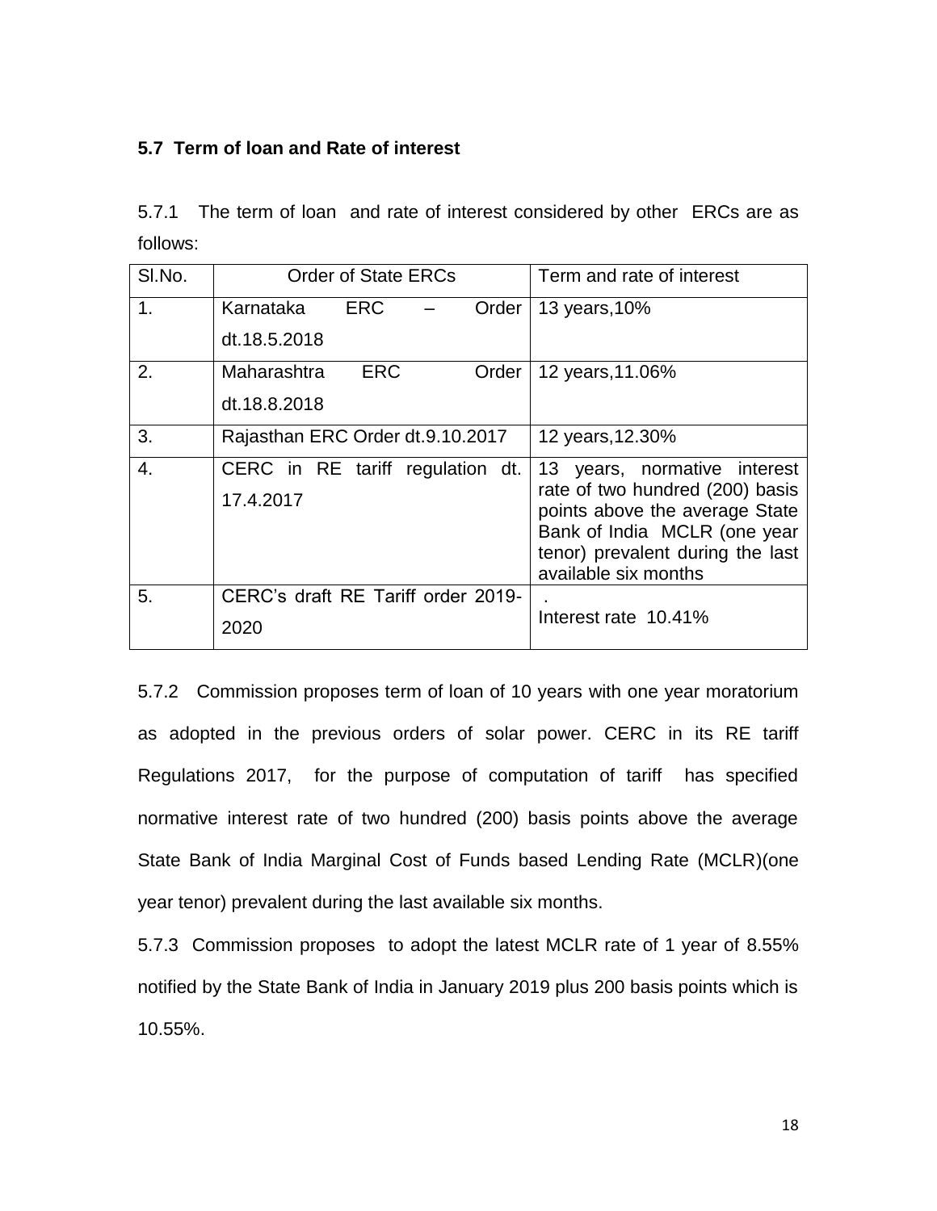### 5.7 Term of loan and Rate of interest

5.7.1 The term of loan and rate of interest considered by other ERCs are as follows:

| Sl.No. | Order of State ERCs | Term and rate of interest |
|---|---|---|
| 1. | Karnataka ERC – Order dt.18.5.2018 | 13 years,10% |
| 2. | Maharashtra ERC Order dt.18.8.2018 | 12 years,11.06% |
| 3. | Rajasthan ERC Order dt.9.10.2017 | 12 years,12.30% |
| 4. | CERC in RE tariff regulation dt. 17.4.2017 | 13 years, normative interest rate of two hundred (200) basis points above the average State Bank of India MCLR (one year tenor) prevalent during the last available six months |
| 5. | CERC's draft RE Tariff order 2019-2020 | . Interest rate 10.41% |

5.7.2 Commission proposes term of loan of 10 years with one year moratorium as adopted in the previous orders of solar power. CERC in its RE tariff Regulations 2017, for the purpose of computation of tariff has specified normative interest rate of two hundred (200) basis points above the average State Bank of India Marginal Cost of Funds based Lending Rate (MCLR)(one year tenor) prevalent during the last available six months.

5.7.3 Commission proposes to adopt the latest MCLR rate of 1 year of 8.55% notified by the State Bank of India in January 2019 plus 200 basis points which is 10.55%.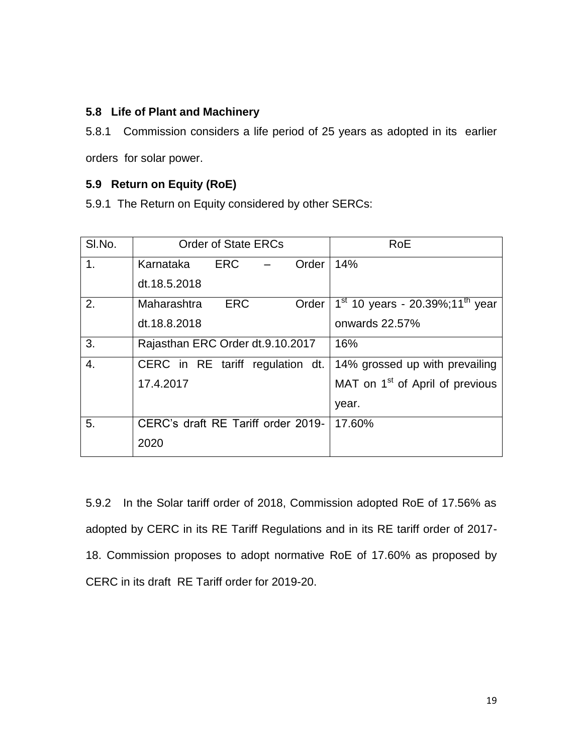### 5.8 Life of Plant and Machinery

5.8.1 Commission considers a life period of 25 years as adopted in its earlier orders for solar power.

### 5.9 Return on Equity (RoE)

5.9.1 The Return on Equity considered by other SERCs:

| Sl.No. | Order of State ERCs | RoE |
|---|---|---|
| 1. | Karnataka ERC – Order dt.18.5.2018 | 14% |
| 2. | Maharashtra ERC Order dt.18.8.2018 | 1st 10 years - 20.39%;11th year onwards 22.57% |
| 3. | Rajasthan ERC Order dt.9.10.2017 | 16% |
| 4. | CERC in RE tariff regulation dt. 17.4.2017 | 14% grossed up with prevailing MAT on 1st of April of previous year. |
| 5. | CERC's draft RE Tariff order 2019-2020 | 17.60% |

5.9.2 In the Solar tariff order of 2018, Commission adopted RoE of 17.56% as adopted by CERC in its RE Tariff Regulations and in its RE tariff order of 2017-18. Commission proposes to adopt normative RoE of 17.60% as proposed by CERC in its draft RE Tariff order for 2019-20.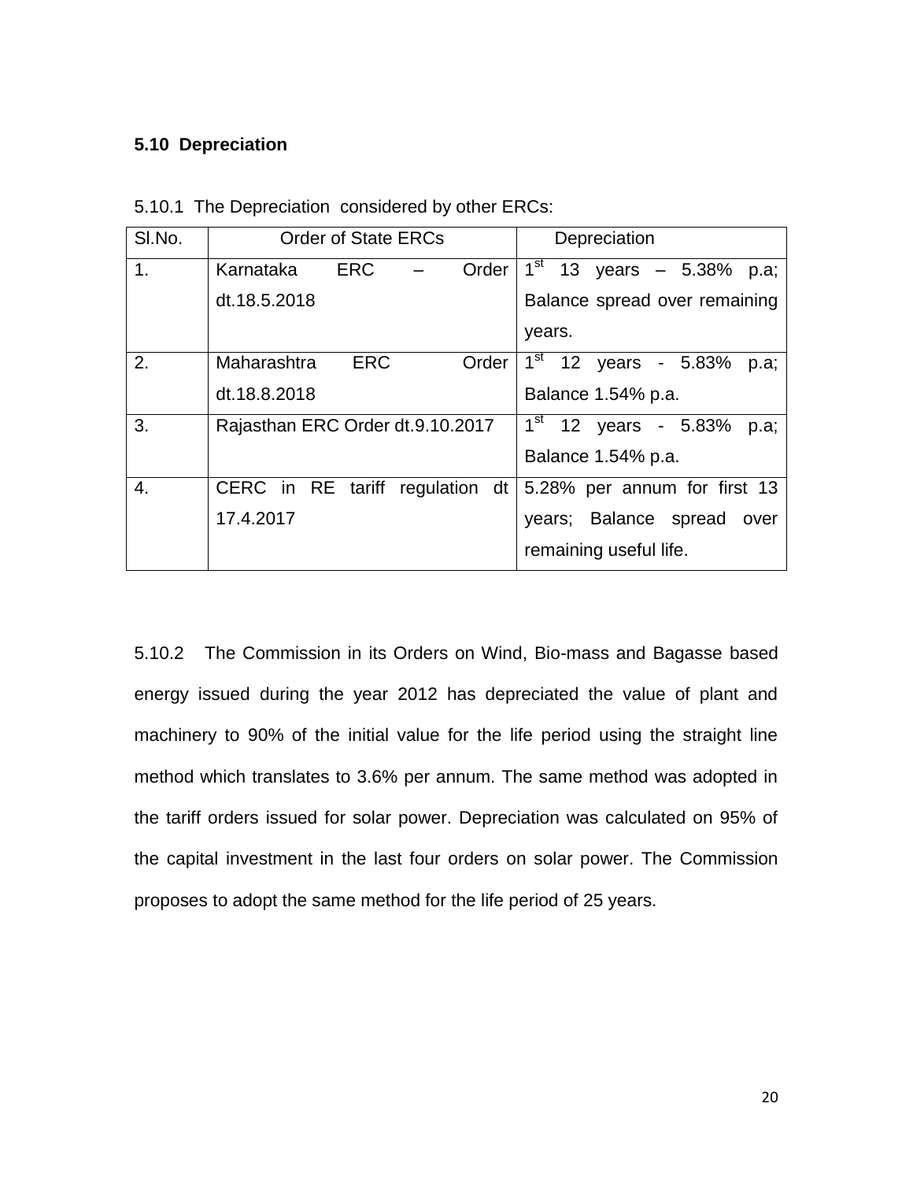### 5.10 Depreciation

5.10.1 The Depreciation considered by other ERCs:

| Sl.No. | Order of State ERCs | Depreciation |
|---|---|---|
| 1. | Karnataka ERC – Order dt.18.5.2018 | 1st 13 years – 5.38% p.a; Balance spread over remaining years. |
| 2. | Maharashtra ERC Order dt.18.8.2018 | 1st 12 years - 5.83% p.a; Balance 1.54% p.a. |
| 3. | Rajasthan ERC Order dt.9.10.2017 | 1st 12 years - 5.83% p.a; Balance 1.54% p.a. |
| 4. | CERC in RE tariff regulation dt 17.4.2017 | 5.28% per annum for first 13 years; Balance spread over remaining useful life. |

5.10.2 The Commission in its Orders on Wind, Bio-mass and Bagasse based energy issued during the year 2012 has depreciated the value of plant and machinery to 90% of the initial value for the life period using the straight line method which translates to 3.6% per annum. The same method was adopted in the tariff orders issued for solar power. Depreciation was calculated on 95% of the capital investment in the last four orders on solar power. The Commission proposes to adopt the same method for the life period of 25 years.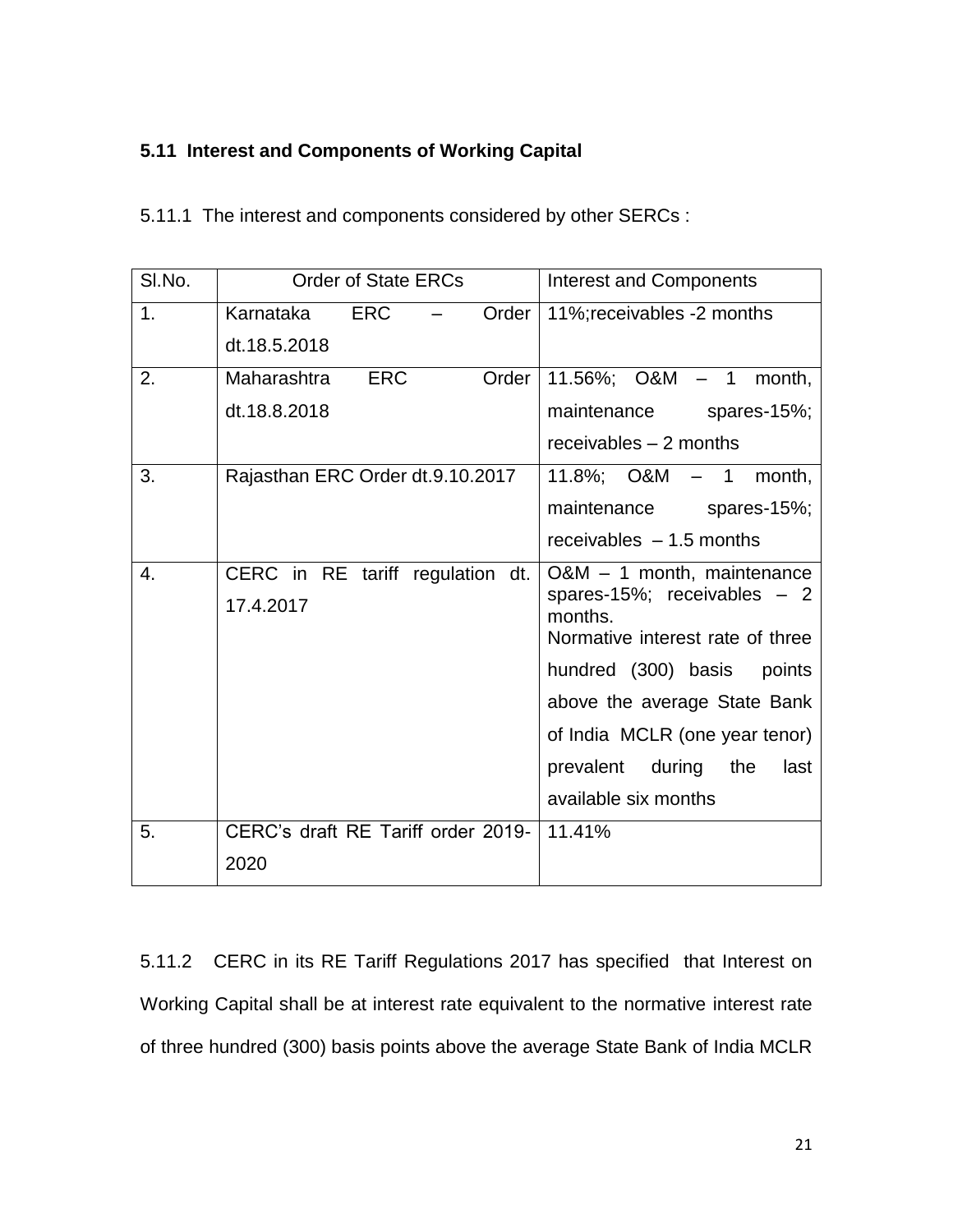## 5.11 Interest and Components of Working Capital

5.11.1 The interest and components considered by other SERCs :

| Sl.No. | Order of State ERCs | Interest and Components |
|---|---|---|
| 1. | Karnataka ERC – Order dt.18.5.2018 | 11%;receivables -2 months |
| 2. | Maharashtra ERC Order dt.18.8.2018 | 11.56%; O&M – 1 month, maintenance spares-15%; receivables – 2 months |
| 3. | Rajasthan ERC Order dt.9.10.2017 | 11.8%; O&M – 1 month, maintenance spares-15%; receivables – 1.5 months |
| 4. | CERC in RE tariff regulation dt. 17.4.2017 | O&M – 1 month, maintenance spares-15%; receivables – 2 months. Normative interest rate of three hundred (300) basis points above the average State Bank of India MCLR (one year tenor) prevalent during the last available six months |
| 5. | CERC's draft RE Tariff order 2019-2020 | 11.41% |

5.11.2 CERC in its RE Tariff Regulations 2017 has specified that Interest on Working Capital shall be at interest rate equivalent to the normative interest rate of three hundred (300) basis points above the average State Bank of India MCLR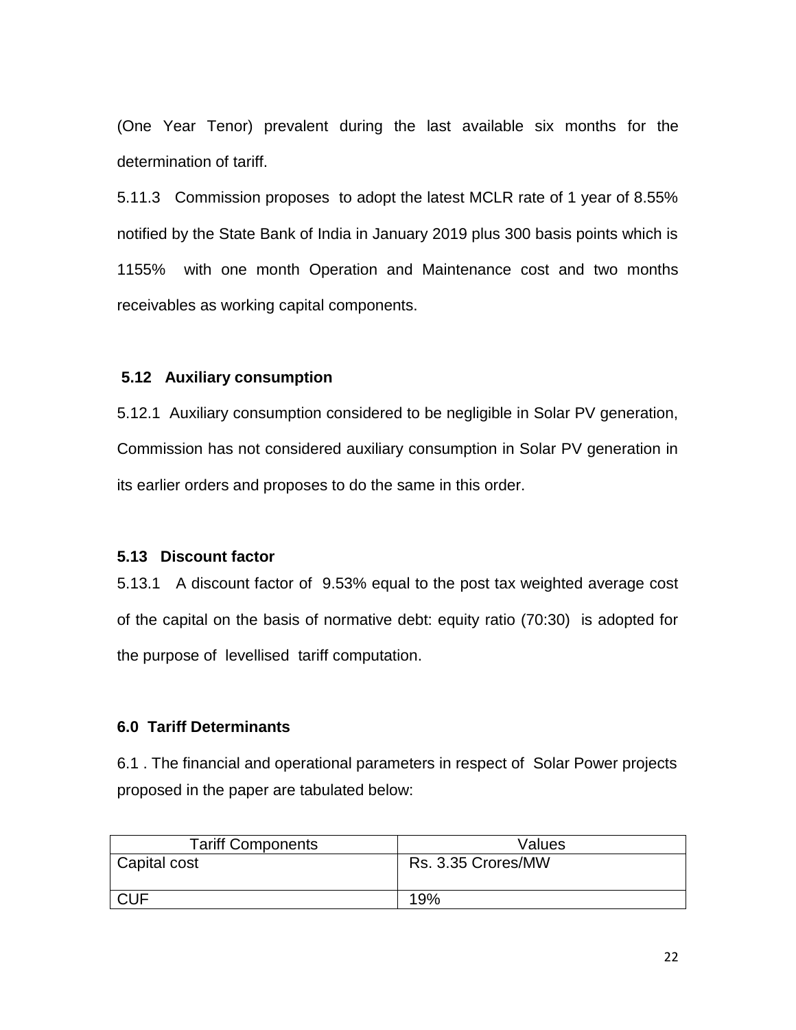(One Year Tenor) prevalent during the last available six months for the determination of tariff.

5.11.3 Commission proposes to adopt the latest MCLR rate of 1 year of 8.55% notified by the State Bank of India in January 2019 plus 300 basis points which is 1155% with one month Operation and Maintenance cost and two months receivables as working capital components.

### 5.12 Auxiliary consumption

5.12.1 Auxiliary consumption considered to be negligible in Solar PV generation, Commission has not considered auxiliary consumption in Solar PV generation in its earlier orders and proposes to do the same in this order.

### 5.13 Discount factor

5.13.1 A discount factor of 9.53% equal to the post tax weighted average cost of the capital on the basis of normative debt: equity ratio (70:30) is adopted for the purpose of levellised tariff computation.

## 6.0 Tariff Determinants

6.1 . The financial and operational parameters in respect of Solar Power projects proposed in the paper are tabulated below:

| Tariff Components | Values |
|---|---|
| Capital cost | Rs. 3.35 Crores/MW |
| CUF | 19% |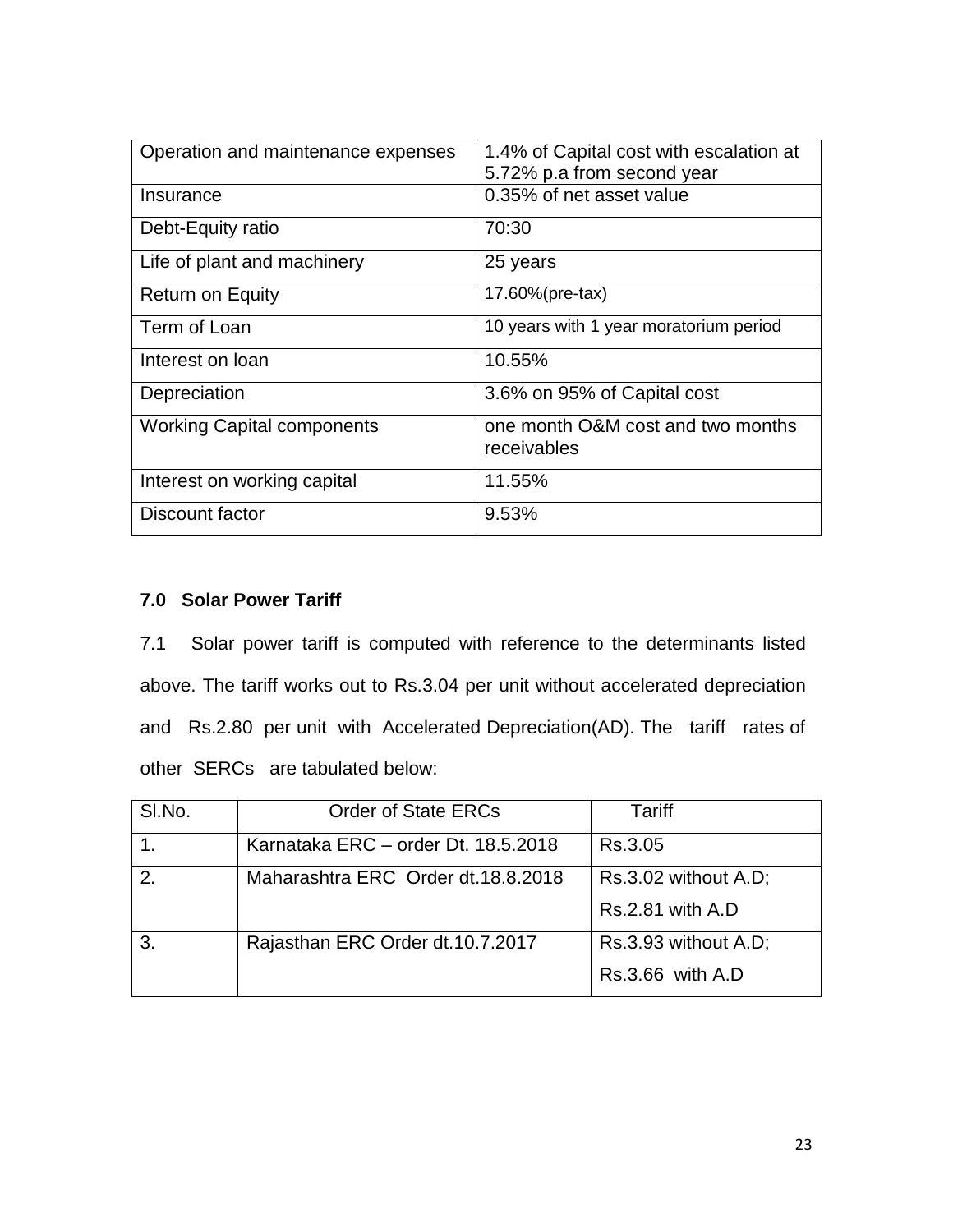| Operation and maintenance expenses | 1.4% of Capital cost with escalation at 5.72% p.a from second year |
|---|---|
| Insurance | 0.35% of net asset value |
| Debt-Equity ratio | 70:30 |
| Life of plant and machinery | 25 years |
| Return on Equity | 17.60%(pre-tax) |
| Term of Loan | 10 years with 1 year moratorium period |
| Interest on loan | 10.55% |
| Depreciation | 3.6% on 95% of Capital cost |
| Working Capital components | one month O&M cost and two months receivables |
| Interest on working capital | 11.55% |
| Discount factor | 9.53% |

### 7.0 Solar Power Tariff

7.1 Solar power tariff is computed with reference to the determinants listed above. The tariff works out to Rs.3.04 per unit without accelerated depreciation and Rs.2.80 per unit with Accelerated Depreciation(AD). The tariff rates of other SERCs are tabulated below:

| Sl.No. | Order of State ERCs | Tariff |
|---|---|---|
| 1. | Karnataka ERC – order Dt. 18.5.2018 | Rs.3.05 |
| 2. | Maharashtra ERC Order dt.18.8.2018 | Rs.3.02 without A.D;<br>Rs.2.81 with A.D |
| 3. | Rajasthan ERC Order dt.10.7.2017 | Rs.3.93 without A.D;<br>Rs.3.66 with A.D |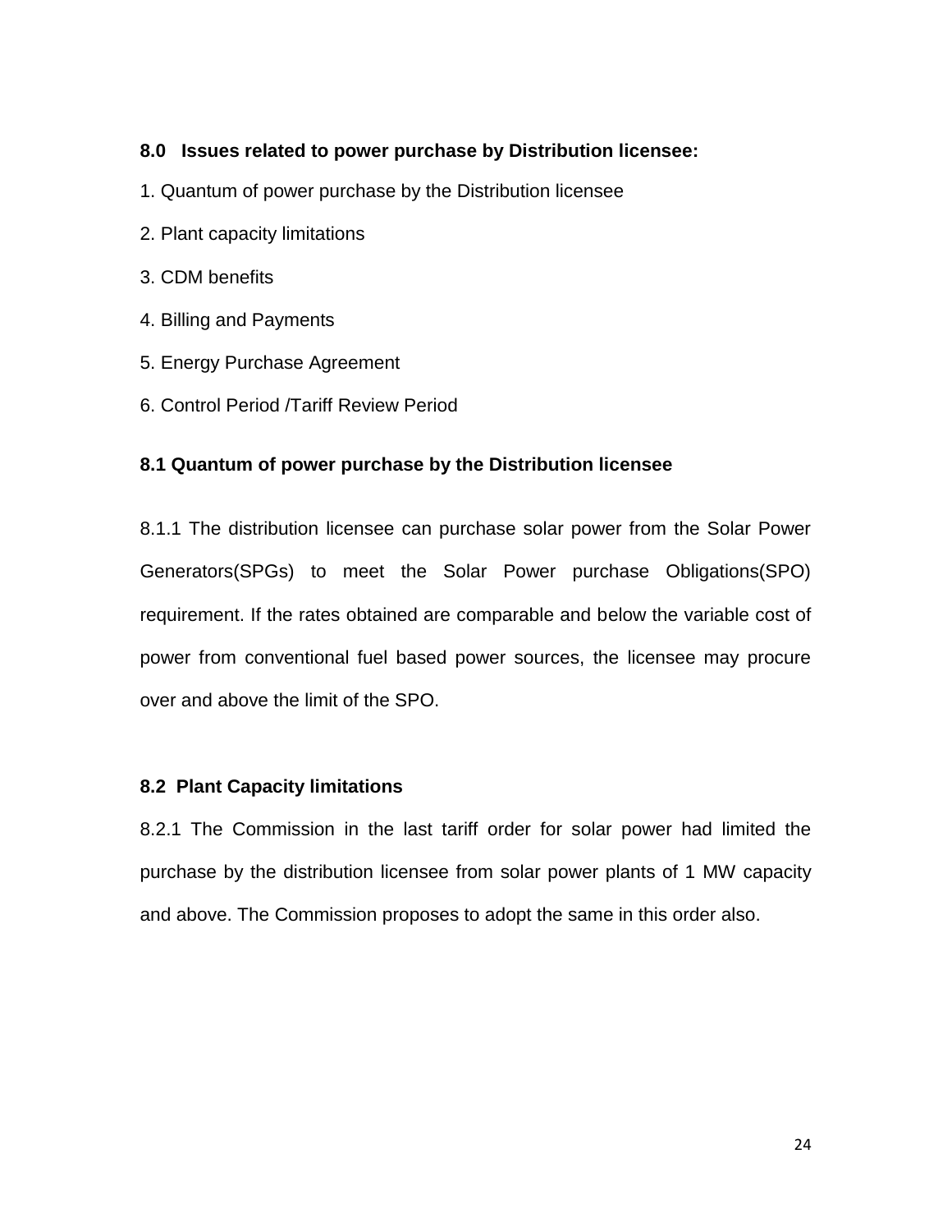## 8.0 Issues related to power purchase by Distribution licensee:

1. Quantum of power purchase by the Distribution licensee
2. Plant capacity limitations
3. CDM benefits
4. Billing and Payments
5. Energy Purchase Agreement
6. Control Period /Tariff Review Period

### 8.1 Quantum of power purchase by the Distribution licensee

8.1.1 The distribution licensee can purchase solar power from the Solar Power Generators(SPGs) to meet the Solar Power purchase Obligations(SPO) requirement. If the rates obtained are comparable and below the variable cost of power from conventional fuel based power sources, the licensee may procure over and above the limit of the SPO.

### 8.2 Plant Capacity limitations

8.2.1 The Commission in the last tariff order for solar power had limited the purchase by the distribution licensee from solar power plants of 1 MW capacity and above. The Commission proposes to adopt the same in this order also.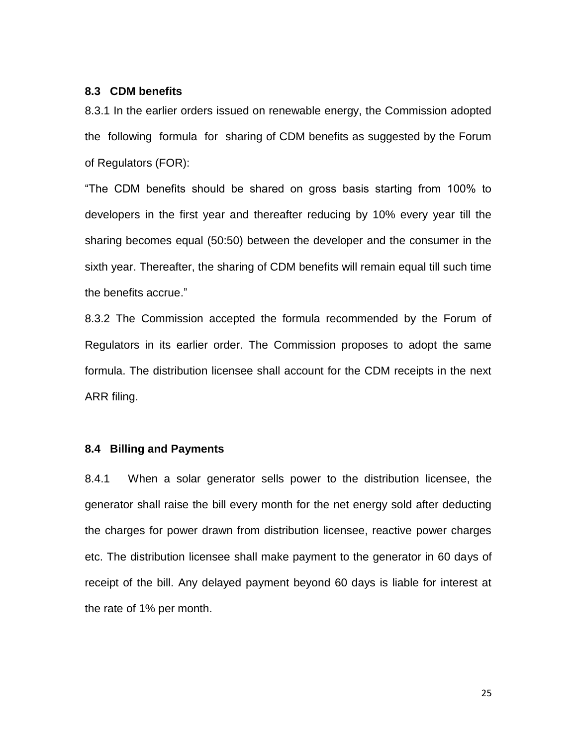### 8.3 CDM benefits

8.3.1 In the earlier orders issued on renewable energy, the Commission adopted the following formula for sharing of CDM benefits as suggested by the Forum of Regulators (FOR):

"The CDM benefits should be shared on gross basis starting from 100% to developers in the first year and thereafter reducing by 10% every year till the sharing becomes equal (50:50) between the developer and the consumer in the sixth year. Thereafter, the sharing of CDM benefits will remain equal till such time the benefits accrue."

8.3.2 The Commission accepted the formula recommended by the Forum of Regulators in its earlier order. The Commission proposes to adopt the same formula. The distribution licensee shall account for the CDM receipts in the next ARR filing.

### 8.4 Billing and Payments

8.4.1 When a solar generator sells power to the distribution licensee, the generator shall raise the bill every month for the net energy sold after deducting the charges for power drawn from distribution licensee, reactive power charges etc. The distribution licensee shall make payment to the generator in 60 days of receipt of the bill. Any delayed payment beyond 60 days is liable for interest at the rate of 1% per month.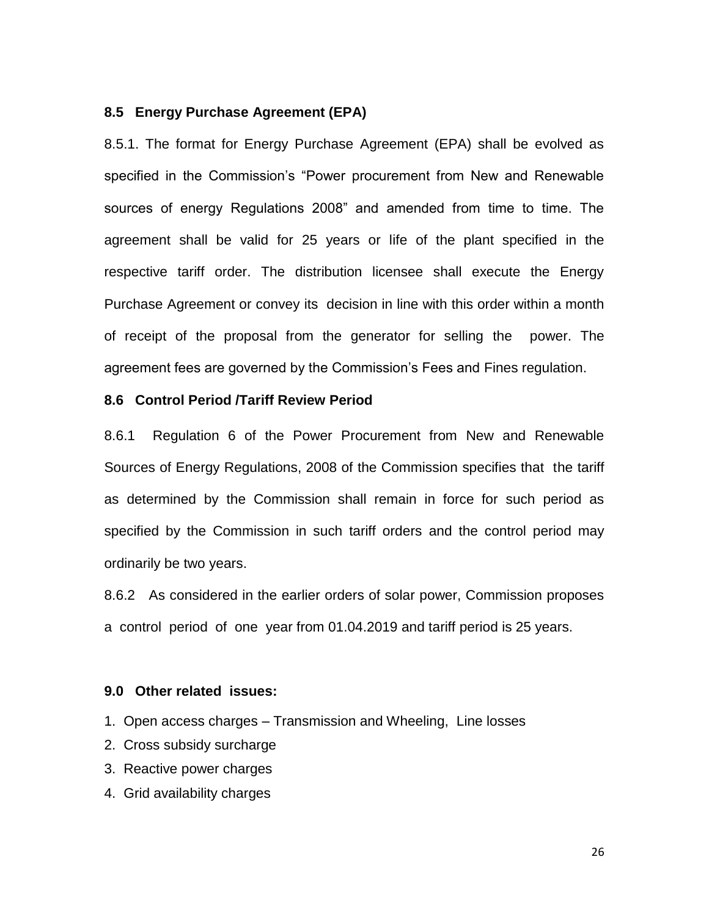### 8.5 Energy Purchase Agreement (EPA)

8.5.1. The format for Energy Purchase Agreement (EPA) shall be evolved as specified in the Commission's "Power procurement from New and Renewable sources of energy Regulations 2008" and amended from time to time. The agreement shall be valid for 25 years or life of the plant specified in the respective tariff order. The distribution licensee shall execute the Energy Purchase Agreement or convey its decision in line with this order within a month of receipt of the proposal from the generator for selling the power. The agreement fees are governed by the Commission's Fees and Fines regulation.

### 8.6 Control Period /Tariff Review Period

8.6.1 Regulation 6 of the Power Procurement from New and Renewable Sources of Energy Regulations, 2008 of the Commission specifies that the tariff as determined by the Commission shall remain in force for such period as specified by the Commission in such tariff orders and the control period may ordinarily be two years.

8.6.2 As considered in the earlier orders of solar power, Commission proposes a control period of one year from 01.04.2019 and tariff period is 25 years.

## 9.0 Other related issues:

1. Open access charges – Transmission and Wheeling, Line losses
2. Cross subsidy surcharge
3. Reactive power charges
4. Grid availability charges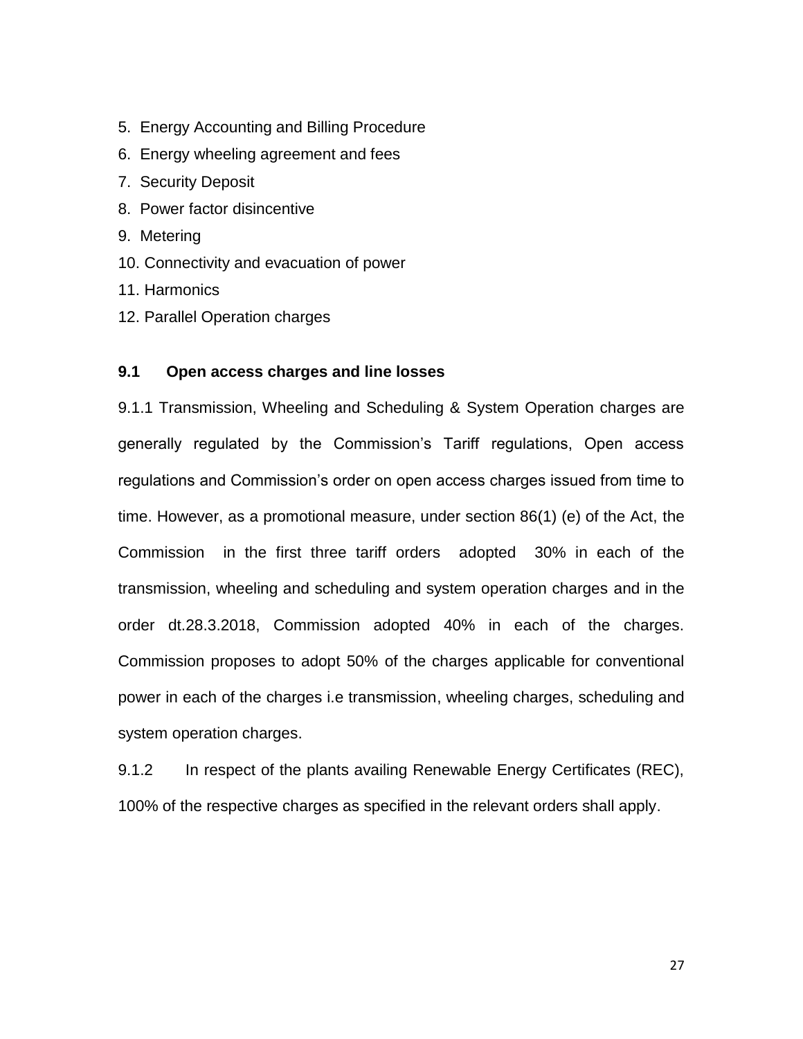5. Energy Accounting and Billing Procedure
6. Energy wheeling agreement and fees
7. Security Deposit
8. Power factor disincentive
9. Metering
10. Connectivity and evacuation of power
11. Harmonics
12. Parallel Operation charges

**9.1 Open access charges and line losses**

9.1.1 Transmission, Wheeling and Scheduling & System Operation charges are generally regulated by the Commission's Tariff regulations, Open access regulations and Commission's order on open access charges issued from time to time. However, as a promotional measure, under section 86(1) (e) of the Act, the Commission in the first three tariff orders adopted 30% in each of the transmission, wheeling and scheduling and system operation charges and in the order dt.28.3.2018, Commission adopted 40% in each of the charges. Commission proposes to adopt 50% of the charges applicable for conventional power in each of the charges i.e transmission, wheeling charges, scheduling and system operation charges.

9.1.2 In respect of the plants availing Renewable Energy Certificates (REC), 100% of the respective charges as specified in the relevant orders shall apply.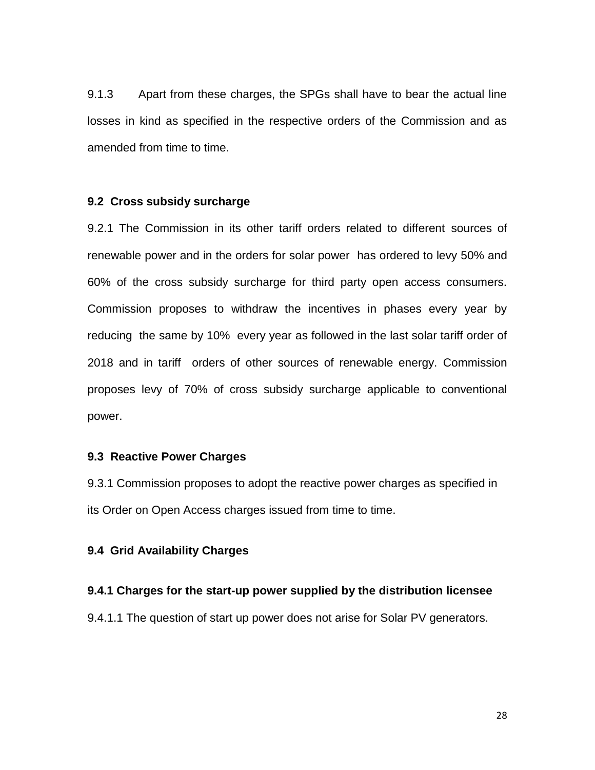9.1.3 Apart from these charges, the SPGs shall have to bear the actual line losses in kind as specified in the respective orders of the Commission and as amended from time to time.

### 9.2 Cross subsidy surcharge

9.2.1 The Commission in its other tariff orders related to different sources of renewable power and in the orders for solar power has ordered to levy 50% and 60% of the cross subsidy surcharge for third party open access consumers. Commission proposes to withdraw the incentives in phases every year by reducing the same by 10% every year as followed in the last solar tariff order of 2018 and in tariff orders of other sources of renewable energy. Commission proposes levy of 70% of cross subsidy surcharge applicable to conventional power.

### 9.3 Reactive Power Charges

9.3.1 Commission proposes to adopt the reactive power charges as specified in its Order on Open Access charges issued from time to time.

### 9.4 Grid Availability Charges

#### 9.4.1 Charges for the start-up power supplied by the distribution licensee

9.4.1.1 The question of start up power does not arise for Solar PV generators.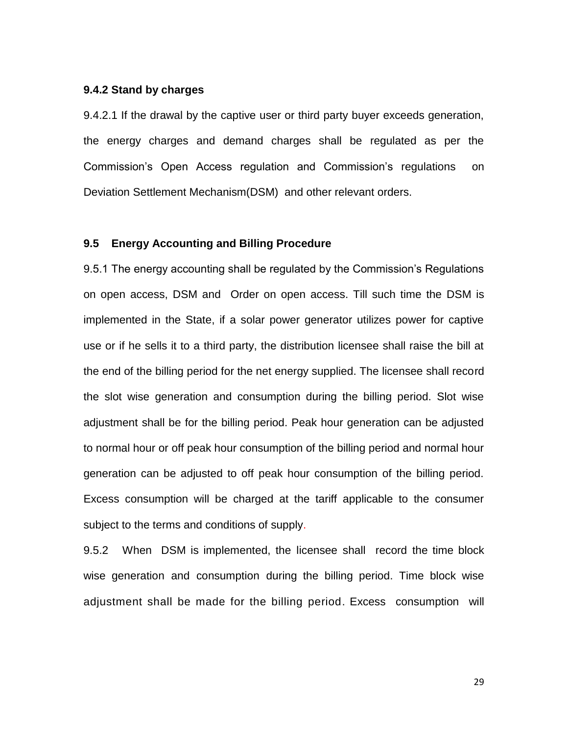### 9.4.2 Stand by charges

9.4.2.1 If the drawal by the captive user or third party buyer exceeds generation, the energy charges and demand charges shall be regulated as per the Commission's Open Access regulation and Commission's regulations on Deviation Settlement Mechanism(DSM) and other relevant orders.

### 9.5 Energy Accounting and Billing Procedure

9.5.1 The energy accounting shall be regulated by the Commission's Regulations on open access, DSM and Order on open access. Till such time the DSM is implemented in the State, if a solar power generator utilizes power for captive use or if he sells it to a third party, the distribution licensee shall raise the bill at the end of the billing period for the net energy supplied. The licensee shall record the slot wise generation and consumption during the billing period. Slot wise adjustment shall be for the billing period. Peak hour generation can be adjusted to normal hour or off peak hour consumption of the billing period and normal hour generation can be adjusted to off peak hour consumption of the billing period. Excess consumption will be charged at the tariff applicable to the consumer subject to the terms and conditions of supply.

9.5.2 When DSM is implemented, the licensee shall record the time block wise generation and consumption during the billing period. Time block wise adjustment shall be made for the billing period. Excess consumption will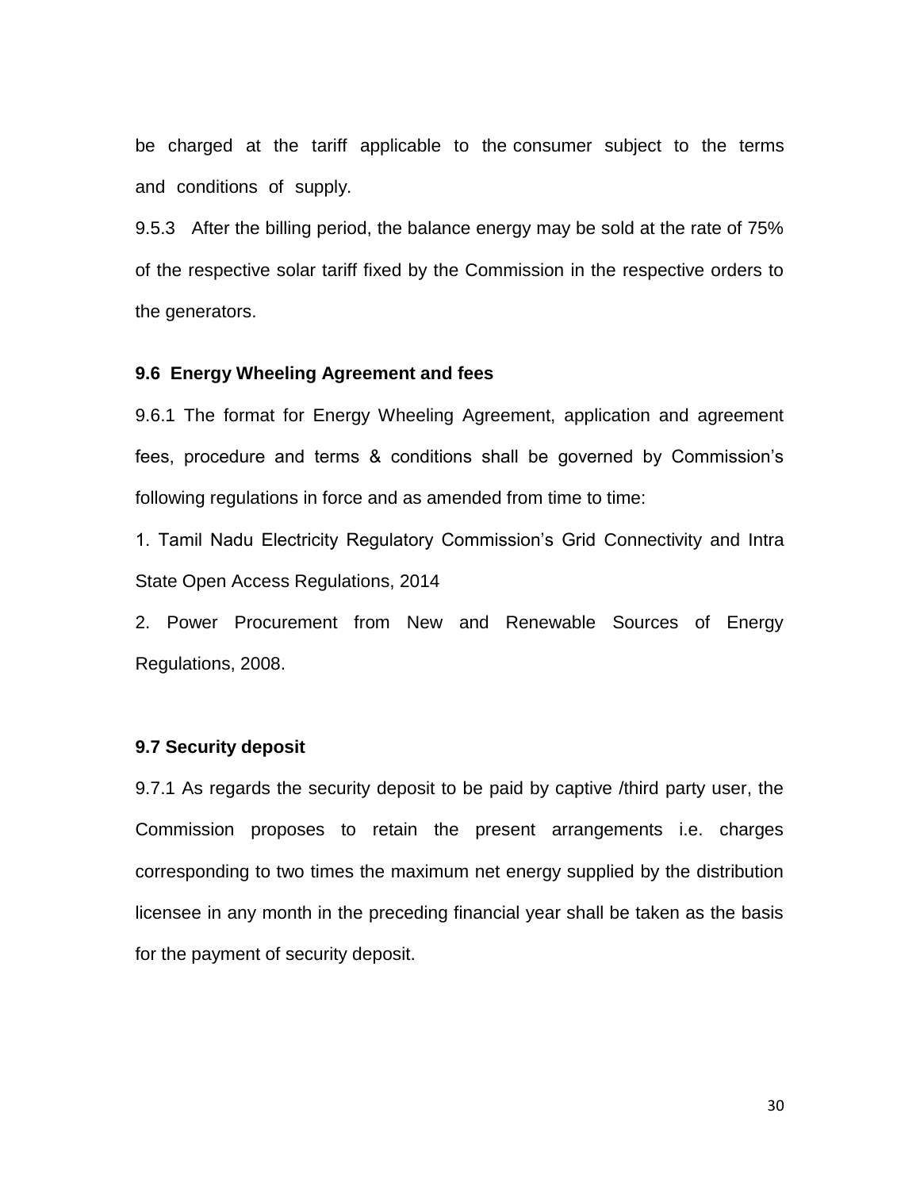be charged at the tariff applicable to the consumer subject to the terms and conditions of supply.

9.5.3 After the billing period, the balance energy may be sold at the rate of 75% of the respective solar tariff fixed by the Commission in the respective orders to the generators.

### 9.6 Energy Wheeling Agreement and fees

9.6.1 The format for Energy Wheeling Agreement, application and agreement fees, procedure and terms & conditions shall be governed by Commission's following regulations in force and as amended from time to time:

1. Tamil Nadu Electricity Regulatory Commission's Grid Connectivity and Intra State Open Access Regulations, 2014
2. Power Procurement from New and Renewable Sources of Energy Regulations, 2008.

### 9.7 Security deposit

9.7.1 As regards the security deposit to be paid by captive /third party user, the Commission proposes to retain the present arrangements i.e. charges corresponding to two times the maximum net energy supplied by the distribution licensee in any month in the preceding financial year shall be taken as the basis for the payment of security deposit.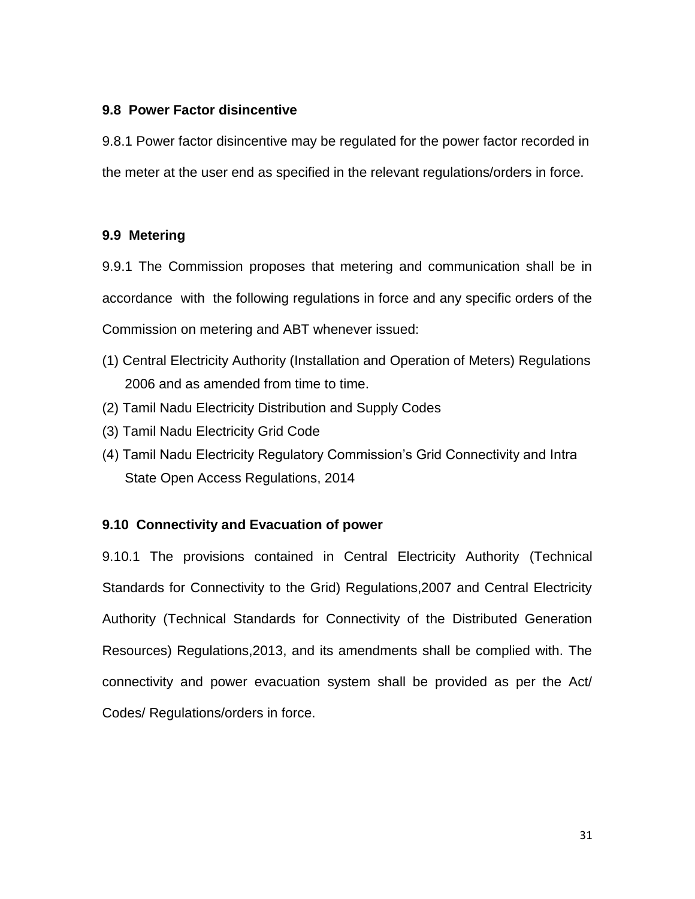### 9.8 Power Factor disincentive

9.8.1 Power factor disincentive may be regulated for the power factor recorded in the meter at the user end as specified in the relevant regulations/orders in force.

### 9.9 Metering

9.9.1 The Commission proposes that metering and communication shall be in accordance with the following regulations in force and any specific orders of the Commission on metering and ABT whenever issued:

(1) Central Electricity Authority (Installation and Operation of Meters) Regulations 2006 and as amended from time to time.
(2) Tamil Nadu Electricity Distribution and Supply Codes
(3) Tamil Nadu Electricity Grid Code
(4) Tamil Nadu Electricity Regulatory Commission's Grid Connectivity and Intra State Open Access Regulations, 2014

### 9.10 Connectivity and Evacuation of power

9.10.1 The provisions contained in Central Electricity Authority (Technical Standards for Connectivity to the Grid) Regulations,2007 and Central Electricity Authority (Technical Standards for Connectivity of the Distributed Generation Resources) Regulations,2013, and its amendments shall be complied with. The connectivity and power evacuation system shall be provided as per the Act/ Codes/ Regulations/orders in force.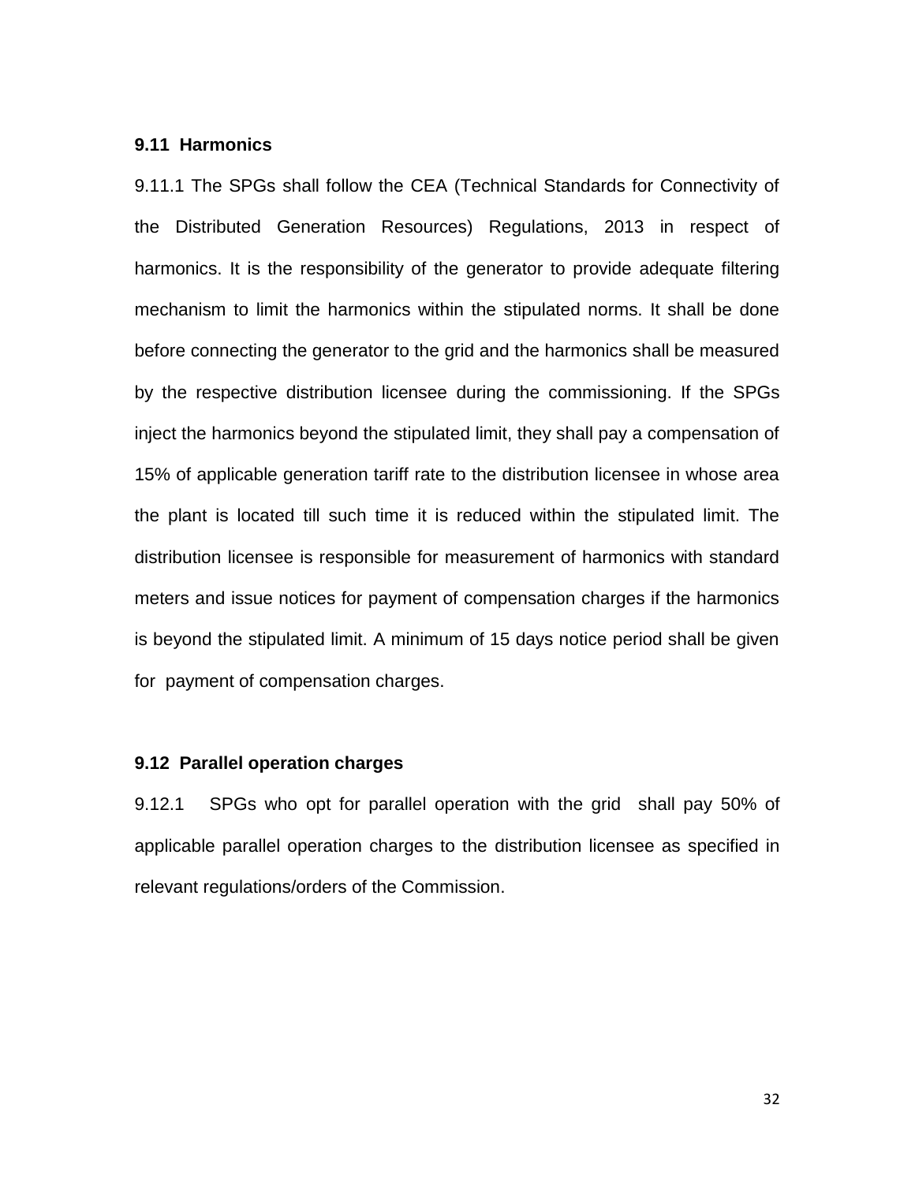### 9.11 Harmonics

9.11.1 The SPGs shall follow the CEA (Technical Standards for Connectivity of the Distributed Generation Resources) Regulations, 2013 in respect of harmonics. It is the responsibility of the generator to provide adequate filtering mechanism to limit the harmonics within the stipulated norms. It shall be done before connecting the generator to the grid and the harmonics shall be measured by the respective distribution licensee during the commissioning. If the SPGs inject the harmonics beyond the stipulated limit, they shall pay a compensation of 15% of applicable generation tariff rate to the distribution licensee in whose area the plant is located till such time it is reduced within the stipulated limit. The distribution licensee is responsible for measurement of harmonics with standard meters and issue notices for payment of compensation charges if the harmonics is beyond the stipulated limit. A minimum of 15 days notice period shall be given for payment of compensation charges.

### 9.12 Parallel operation charges

9.12.1 SPGs who opt for parallel operation with the grid shall pay 50% of applicable parallel operation charges to the distribution licensee as specified in relevant regulations/orders of the Commission.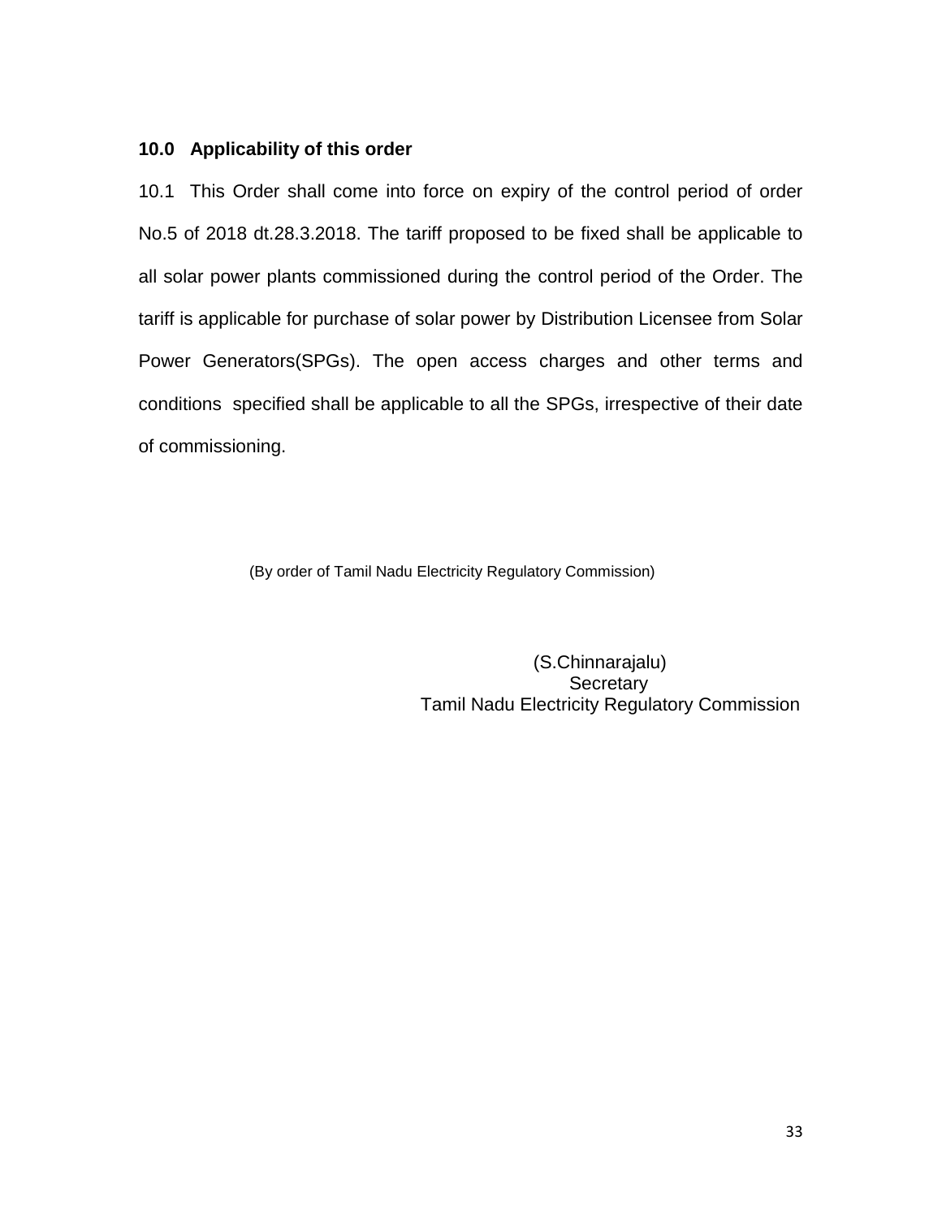## 10.0 Applicability of this order

10.1 This Order shall come into force on expiry of the control period of order No.5 of 2018 dt.28.3.2018. The tariff proposed to be fixed shall be applicable to all solar power plants commissioned during the control period of the Order. The tariff is applicable for purchase of solar power by Distribution Licensee from Solar Power Generators(SPGs). The open access charges and other terms and conditions specified shall be applicable to all the SPGs, irrespective of their date of commissioning.

(By order of Tamil Nadu Electricity Regulatory Commission)

(S.Chinnarajalu)
Secretary
Tamil Nadu Electricity Regulatory Commission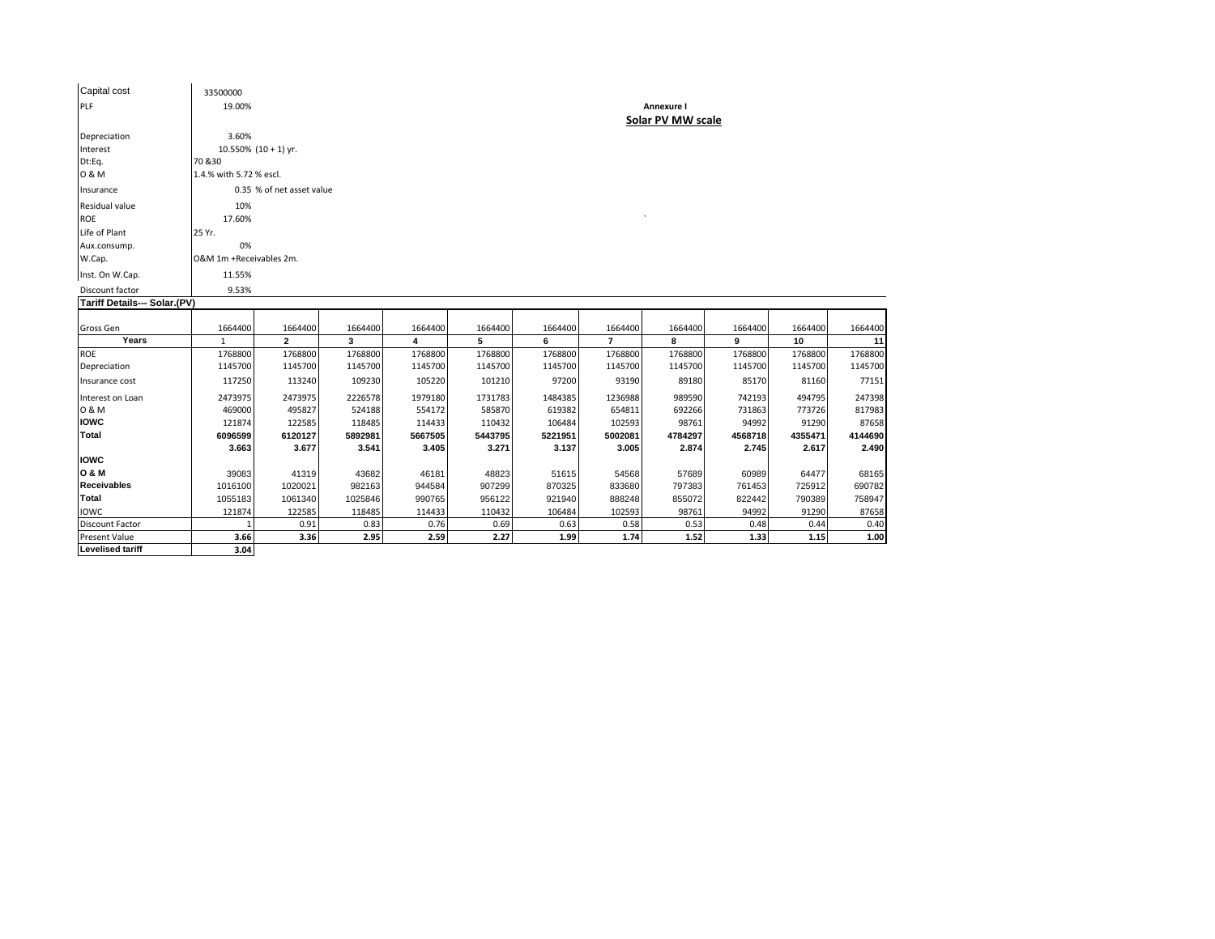**Annexure I**

**Solar PV MW scale**

| | |
|---|---|
| Capital cost | 33500000 |
| PLF | 19.00% |
| Depreciation | 3.60% |
| Interest | 10.550% (10 + 1) yr. |
| Dt:Eq. | 70 &30 |
| O & M | 1.4.% with 5.72 % escl. |
| Insurance | 0.35 % of net asset value |
| Residual value | 10% |
| ROE | 17.60% |
| Life of Plant | 25 Yr. |
| Aux.consump. | 0% |
| W.Cap. | O&M 1m +Receivables 2m. |
| Inst. On W.Cap. | 11.55% |
| Discount factor | 9.53% |

**Tariff Details--- Solar.(PV)**

| Gross Gen | 1664400 | 1664400 | 1664400 | 1664400 | 1664400 | 1664400 | 1664400 | 1664400 | 1664400 | 1664400 | 1664400 |
|---|---|---|---|---|---|---|---|---|---|---|---|
| **Years** | 1 | **2** | **3** | **4** | **5** | **6** | **7** | **8** | **9** | **10** | **11** |
| ROE | 1768800 | 1768800 | 1768800 | 1768800 | 1768800 | 1768800 | 1768800 | 1768800 | 1768800 | 1768800 | 1768800 |
| Depreciation | 1145700 | 1145700 | 1145700 | 1145700 | 1145700 | 1145700 | 1145700 | 1145700 | 1145700 | 1145700 | 1145700 |
| Insurance cost | 117250 | 113240 | 109230 | 105220 | 101210 | 97200 | 93190 | 89180 | 85170 | 81160 | 77151 |
| Interest on Loan | 2473975 | 2473975 | 2226578 | 1979180 | 1731783 | 1484385 | 1236988 | 989590 | 742193 | 494795 | 247398 |
| O & M | 469000 | 495827 | 524188 | 554172 | 585870 | 619382 | 654811 | 692266 | 731863 | 773726 | 817983 |
| **IOWC** | 121874 | 122585 | 118485 | 114433 | 110432 | 106484 | 102593 | 98761 | 94992 | 91290 | 87658 |
| **Total** | **6096599** | **6120127** | **5892981** | **5667505** | **5443795** | **5221951** | **5002081** | **4784297** | **4568718** | **4355471** | **4144690** |
| | **3.663** | **3.677** | **3.541** | **3.405** | **3.271** | **3.137** | **3.005** | **2.874** | **2.745** | **2.617** | **2.490** |
| **IOWC** | | | | | | | | | | | |
| **O & M** | 39083 | 41319 | 43682 | 46181 | 48823 | 51615 | 54568 | 57689 | 60989 | 64477 | 68165 |
| **Receivables** | 1016100 | 1020021 | 982163 | 944584 | 907299 | 870325 | 833680 | 797383 | 761453 | 725912 | 690782 |
| **Total** | 1055183 | 1061340 | 1025846 | 990765 | 956122 | 921940 | 888248 | 855072 | 822442 | 790389 | 758947 |
| IOWC | 121874 | 122585 | 118485 | 114433 | 110432 | 106484 | 102593 | 98761 | 94992 | 91290 | 87658 |
| Discount Factor | 1 | 0.91 | 0.83 | 0.76 | 0.69 | 0.63 | 0.58 | 0.53 | 0.48 | 0.44 | 0.40 |
| Present Value | **3.66** | **3.36** | **2.95** | **2.59** | **2.27** | **1.99** | **1.74** | **1.52** | **1.33** | **1.15** | **1.00** |
| **Levelised tariff** | **3.04** | | | | | | | | | | |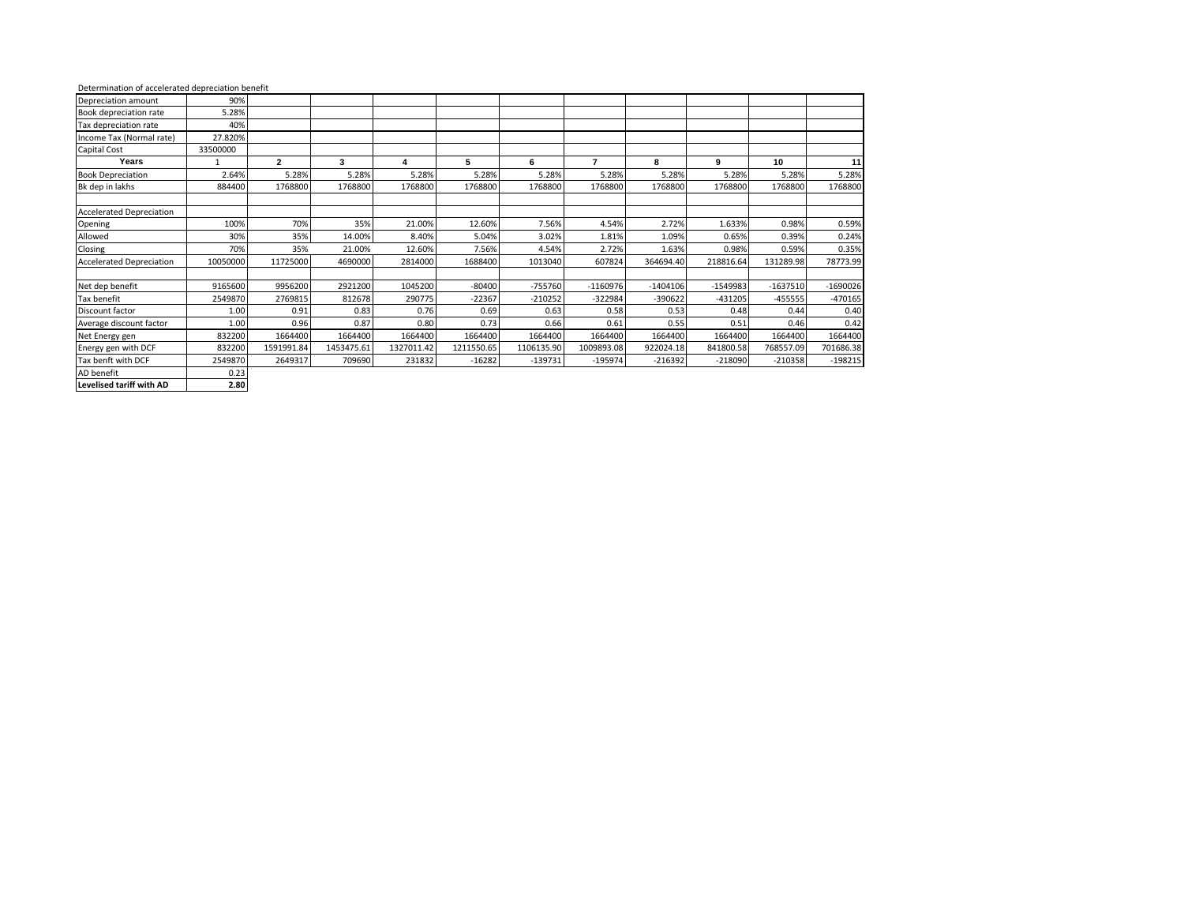Determination of accelerated depreciation benefit

| Depreciation amount | 90% | | | | | | | | | |
|---|---|---|---|---|---|---|---|---|---|---|
| Book depreciation rate | 5.28% | | | | | | | | | |
| Tax depreciation rate | 40% | | | | | | | | | |
| Income Tax (Normal rate) | 27.820% | | | | | | | | | |
| Capital Cost | 33500000 | | | | | | | | | |
| **Years** | 1 | **2** | **3** | **4** | **5** | **6** | **7** | **8** | **9** | **10** | **11** |
| Book Depreciation | 2.64% | 5.28% | 5.28% | 5.28% | 5.28% | 5.28% | 5.28% | 5.28% | 5.28% | 5.28% | 5.28% |
| Bk dep in lakhs | 884400 | 1768800 | 1768800 | 1768800 | 1768800 | 1768800 | 1768800 | 1768800 | 1768800 | 1768800 | 1768800 |
| | | | | | | | | | | | |
| Accelerated Depreciation | | | | | | | | | | | |
| Opening | 100% | 70% | 35% | 21.00% | 12.60% | 7.56% | 4.54% | 2.72% | 1.633% | 0.98% | 0.59% |
| Allowed | 30% | 35% | 14.00% | 8.40% | 5.04% | 3.02% | 1.81% | 1.09% | 0.65% | 0.39% | 0.24% |
| Closing | 70% | 35% | 21.00% | 12.60% | 7.56% | 4.54% | 2.72% | 1.63% | 0.98% | 0.59% | 0.35% |
| Accelerated Depreciation | 10050000 | 11725000 | 4690000 | 2814000 | 1688400 | 1013040 | 607824 | 364694.40 | 218816.64 | 131289.98 | 78773.99 |
| | | | | | | | | | | | |
| Net dep benefit | 9165600 | 9956200 | 2921200 | 1045200 | -80400 | -755760 | -1160976 | -1404106 | -1549983 | -1637510 | -1690026 |
| Tax benefit | 2549870 | 2769815 | 812678 | 290775 | -22367 | -210252 | -322984 | -390622 | -431205 | -455555 | -470165 |
| Discount factor | 1.00 | 0.91 | 0.83 | 0.76 | 0.69 | 0.63 | 0.58 | 0.53 | 0.48 | 0.44 | 0.40 |
| Average discount factor | 1.00 | 0.96 | 0.87 | 0.80 | 0.73 | 0.66 | 0.61 | 0.55 | 0.51 | 0.46 | 0.42 |
| Net Energy gen | 832200 | 1664400 | 1664400 | 1664400 | 1664400 | 1664400 | 1664400 | 1664400 | 1664400 | 1664400 | 1664400 |
| Energy gen with DCF | 832200 | 1591991.84 | 1453475.61 | 1327011.42 | 1211550.65 | 1106135.90 | 1009893.08 | 922024.18 | 841800.58 | 768557.09 | 701686.38 |
| Tax benft with DCF | 2549870 | 2649317 | 709690 | 231832 | -16282 | -139731 | -195974 | -216392 | -218090 | -210358 | -198215 |
| AD benefit | 0.23 | | | | | | | | | | |
| **Levelised tariff with AD** | **2.80** | | | | | | | | | | |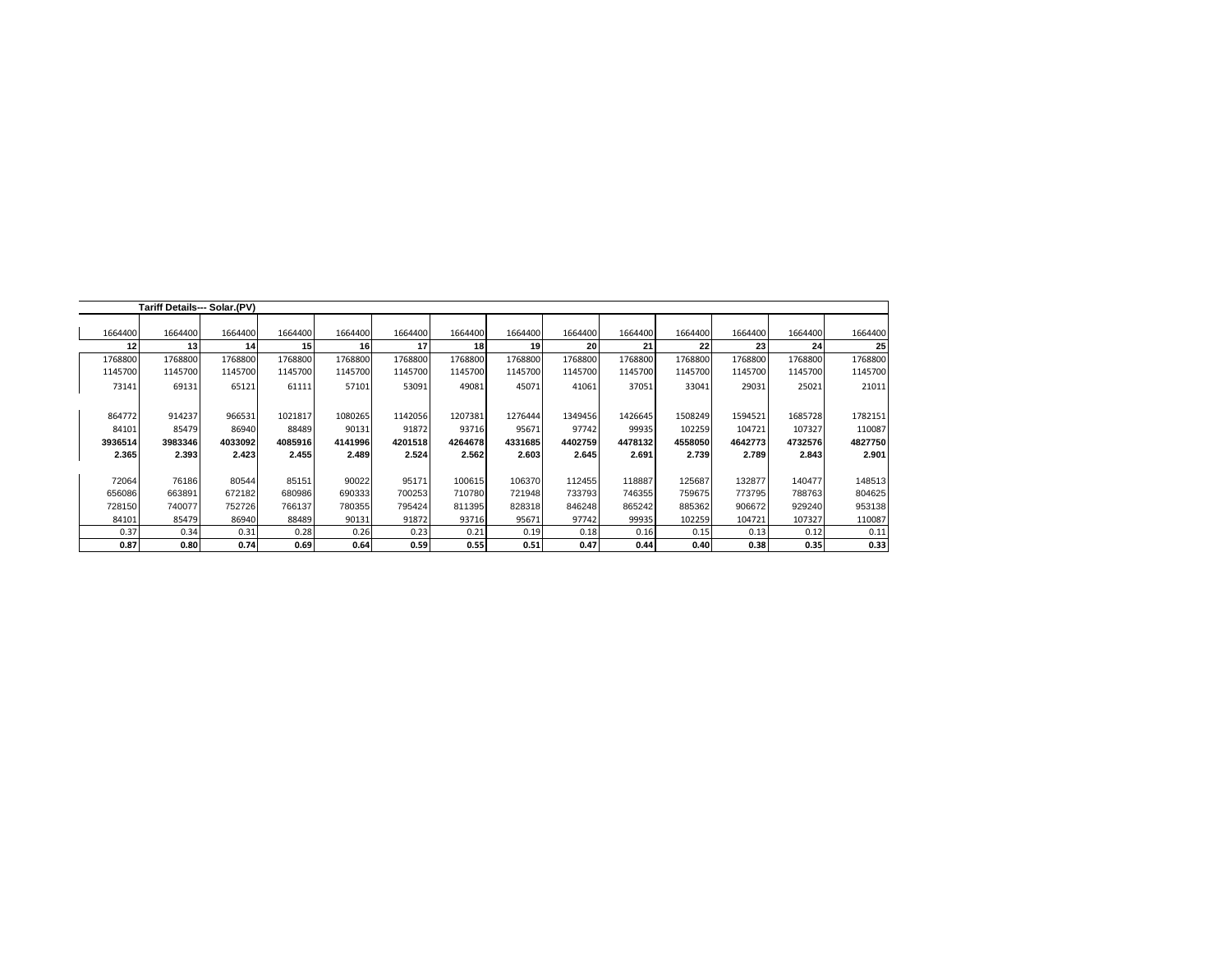**Tariff Details--- Solar.(PV)**

| 1664400 | 1664400 | 1664400 | 1664400 | 1664400 | 1664400 | 1664400 | 1664400 | 1664400 | 1664400 | 1664400 | 1664400 | 1664400 | 1664400 |
|---|---|---|---|---|---|---|---|---|---|---|---|---|---|
| **12** | **13** | **14** | **15** | **16** | **17** | **18** | **19** | **20** | **21** | **22** | **23** | **24** | **25** |
| 1768800 | 1768800 | 1768800 | 1768800 | 1768800 | 1768800 | 1768800 | 1768800 | 1768800 | 1768800 | 1768800 | 1768800 | 1768800 | 1768800 |
| 1145700 | 1145700 | 1145700 | 1145700 | 1145700 | 1145700 | 1145700 | 1145700 | 1145700 | 1145700 | 1145700 | 1145700 | 1145700 | 1145700 |
| 73141 | 69131 | 65121 | 61111 | 57101 | 53091 | 49081 | 45071 | 41061 | 37051 | 33041 | 29031 | 25021 | 21011 |
| | | | | | | | | | | | | | |
| 864772 | 914237 | 966531 | 1021817 | 1080265 | 1142056 | 1207381 | 1276444 | 1349456 | 1426645 | 1508249 | 1594521 | 1685728 | 1782151 |
| 84101 | 85479 | 86940 | 88489 | 90131 | 91872 | 93716 | 95671 | 97742 | 99935 | 102259 | 104721 | 107327 | 110087 |
| **3936514** | **3983346** | **4033092** | **4085916** | **4141996** | **4201518** | **4264678** | **4331685** | **4402759** | **4478132** | **4558050** | **4642773** | **4732576** | **4827750** |
| **2.365** | **2.393** | **2.423** | **2.455** | **2.489** | **2.524** | **2.562** | **2.603** | **2.645** | **2.691** | **2.739** | **2.789** | **2.843** | **2.901** |
| | | | | | | | | | | | | | |
| 72064 | 76186 | 80544 | 85151 | 90022 | 95171 | 100615 | 106370 | 112455 | 118887 | 125687 | 132877 | 140477 | 148513 |
| 656086 | 663891 | 672182 | 680986 | 690333 | 700253 | 710780 | 721948 | 733793 | 746355 | 759675 | 773795 | 788763 | 804625 |
| 728150 | 740077 | 752726 | 766137 | 780355 | 795424 | 811395 | 828318 | 846248 | 865242 | 885362 | 906672 | 929240 | 953138 |
| 84101 | 85479 | 86940 | 88489 | 90131 | 91872 | 93716 | 95671 | 97742 | 99935 | 102259 | 104721 | 107327 | 110087 |
| 0.37 | 0.34 | 0.31 | 0.28 | 0.26 | 0.23 | 0.21 | 0.19 | 0.18 | 0.16 | 0.15 | 0.13 | 0.12 | 0.11 |
| **0.87** | **0.80** | **0.74** | **0.69** | **0.64** | **0.59** | **0.55** | **0.51** | **0.47** | **0.44** | **0.40** | **0.38** | **0.35** | **0.33** |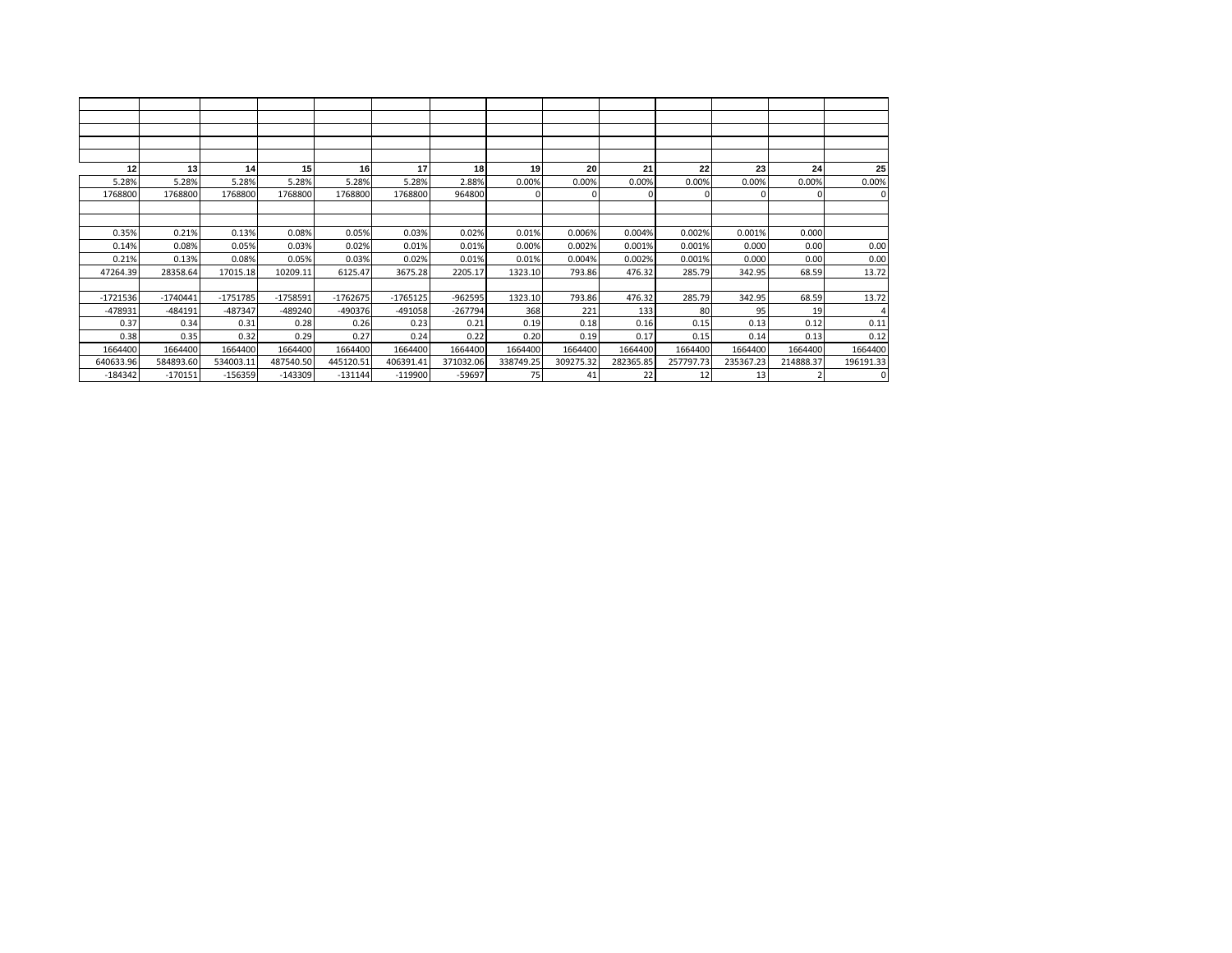| | | | | | | | | | | | | | |
|---|---|---|---|---|---|---|---|---|---|---|---|---|---|
| | | | | | | | | | | | | | |
| | | | | | | | | | | | | | |
| | | | | | | | | | | | | | |
| | | | | | | | | | | | | | |
| | | | | | | | | | | | | | |
| **12** | **13** | **14** | **15** | **16** | **17** | **18** | **19** | **20** | **21** | **22** | **23** | **24** | **25** |
| 5.28% | 5.28% | 5.28% | 5.28% | 5.28% | 5.28% | 2.88% | 0.00% | 0.00% | 0.00% | 0.00% | 0.00% | 0.00% | 0.00% |
| 1768800 | 1768800 | 1768800 | 1768800 | 1768800 | 1768800 | 964800 | 0 | 0 | 0 | 0 | 0 | 0 | 0 |
| | | | | | | | | | | | | | |
| | | | | | | | | | | | | | |
| 0.35% | 0.21% | 0.13% | 0.08% | 0.05% | 0.03% | 0.02% | 0.01% | 0.006% | 0.004% | 0.002% | 0.001% | 0.000 | |
| 0.14% | 0.08% | 0.05% | 0.03% | 0.02% | 0.01% | 0.01% | 0.00% | 0.002% | 0.001% | 0.001% | 0.000 | 0.00 | 0.00 |
| 0.21% | 0.13% | 0.08% | 0.05% | 0.03% | 0.02% | 0.01% | 0.01% | 0.004% | 0.002% | 0.001% | 0.000 | 0.00 | 0.00 |
| 47264.39 | 28358.64 | 17015.18 | 10209.11 | 6125.47 | 3675.28 | 2205.17 | 1323.10 | 793.86 | 476.32 | 285.79 | 342.95 | 68.59 | 13.72 |
| | | | | | | | | | | | | | |
| -1721536 | -1740441 | -1751785 | -1758591 | -1762675 | -1765125 | -962595 | 1323.10 | 793.86 | 476.32 | 285.79 | 342.95 | 68.59 | 13.72 |
| -478931 | -484191 | -487347 | -489240 | -490376 | -491058 | -267794 | 368 | 221 | 133 | 80 | 95 | 19 | 4 |
| 0.37 | 0.34 | 0.31 | 0.28 | 0.26 | 0.23 | 0.21 | 0.19 | 0.18 | 0.16 | 0.15 | 0.13 | 0.12 | 0.11 |
| 0.38 | 0.35 | 0.32 | 0.29 | 0.27 | 0.24 | 0.22 | 0.20 | 0.19 | 0.17 | 0.15 | 0.14 | 0.13 | 0.12 |
| 1664400 | 1664400 | 1664400 | 1664400 | 1664400 | 1664400 | 1664400 | 1664400 | 1664400 | 1664400 | 1664400 | 1664400 | 1664400 | 1664400 |
| 640633.96 | 584893.60 | 534003.11 | 487540.50 | 445120.51 | 406391.41 | 371032.06 | 338749.25 | 309275.32 | 282365.85 | 257797.73 | 235367.23 | 214888.37 | 196191.33 |
| -184342 | -170151 | -156359 | -143309 | -131144 | -119900 | -59697 | 75 | 41 | 22 | 12 | 13 | 2 | 0 |